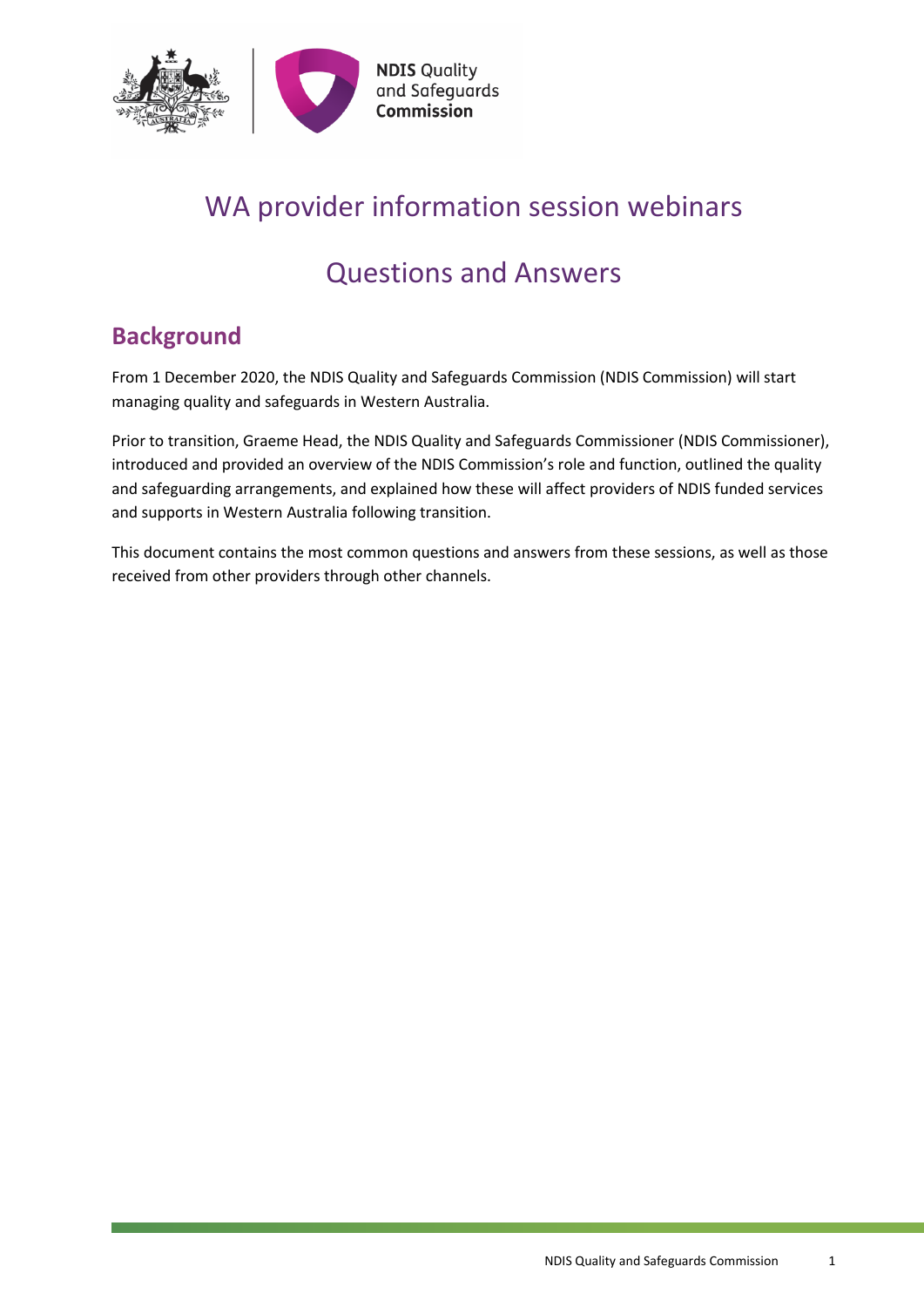# WA provider information session webinars

# Questions and Answers

## Background

From 1 December 2020, the NDIS Quality and Safeguards Commission (NDIS Commission) will start managing quality and safeguards in Western Australia.

Prior to transition, Graeme Head, the NDIS Quality and Safeguards Commissioner (NDIS Commissioner), introduced and provided an overview of the NDIS Commission's role and function, outlined the quality and safeguarding arrangements, and explained how these will affect providers of NDIS funded services and supports in Western Australia following transition.

This document contains the most common questions and answers from these sessions, as well as those received from other providers through other channels.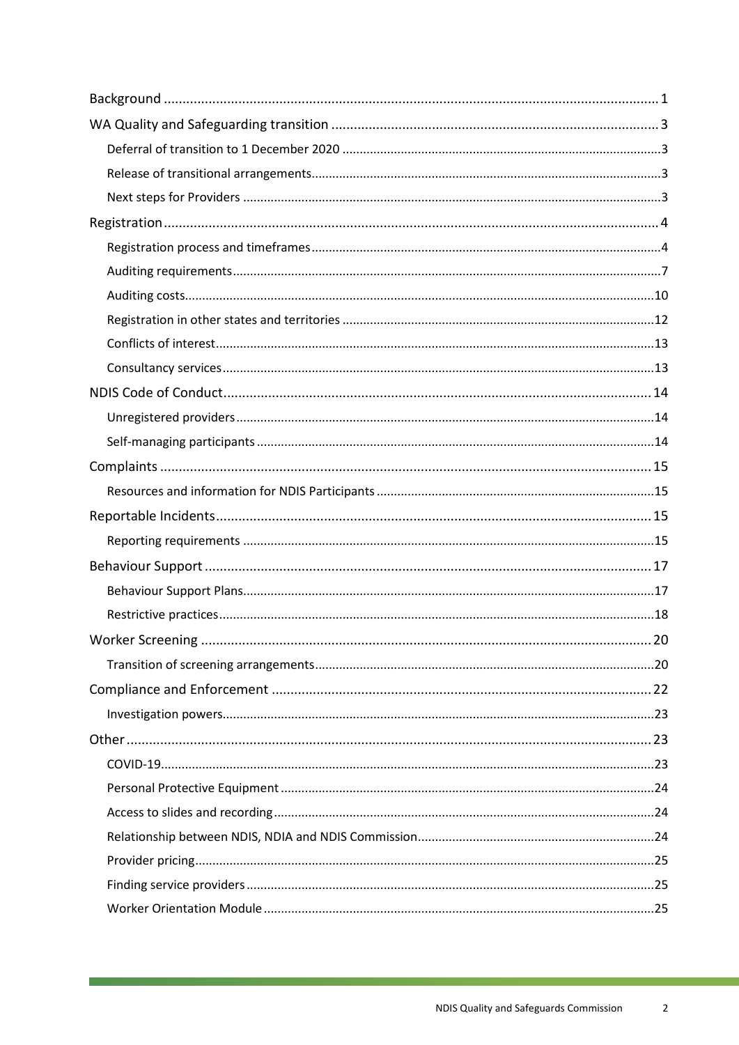- Background ... 1
- WA Quality and Safeguarding transition ... 3
  - Deferral of transition to 1 December 2020 ... 3
  - Release of transitional arrangements ... 3
  - Next steps for Providers ... 3
- Registration ... 4
  - Registration process and timeframes ... 4
  - Auditing requirements ... 7
  - Auditing costs ... 10
  - Registration in other states and territories ... 12
  - Conflicts of interest ... 13
  - Consultancy services ... 13
- NDIS Code of Conduct ... 14
  - Unregistered providers ... 14
  - Self-managing participants ... 14
- Complaints ... 15
  - Resources and information for NDIS Participants ... 15
- Reportable Incidents ... 15
  - Reporting requirements ... 15
- Behaviour Support ... 17
  - Behaviour Support Plans ... 17
  - Restrictive practices ... 18
- Worker Screening ... 20
  - Transition of screening arrangements ... 20
- Compliance and Enforcement ... 22
  - Investigation powers ... 23
- Other ... 23
  - COVID-19 ... 23
  - Personal Protective Equipment ... 24
  - Access to slides and recording ... 24
  - Relationship between NDIS, NDIA and NDIS Commission ... 24
  - Provider pricing ... 25
  - Finding service providers ... 25
  - Worker Orientation Module ... 25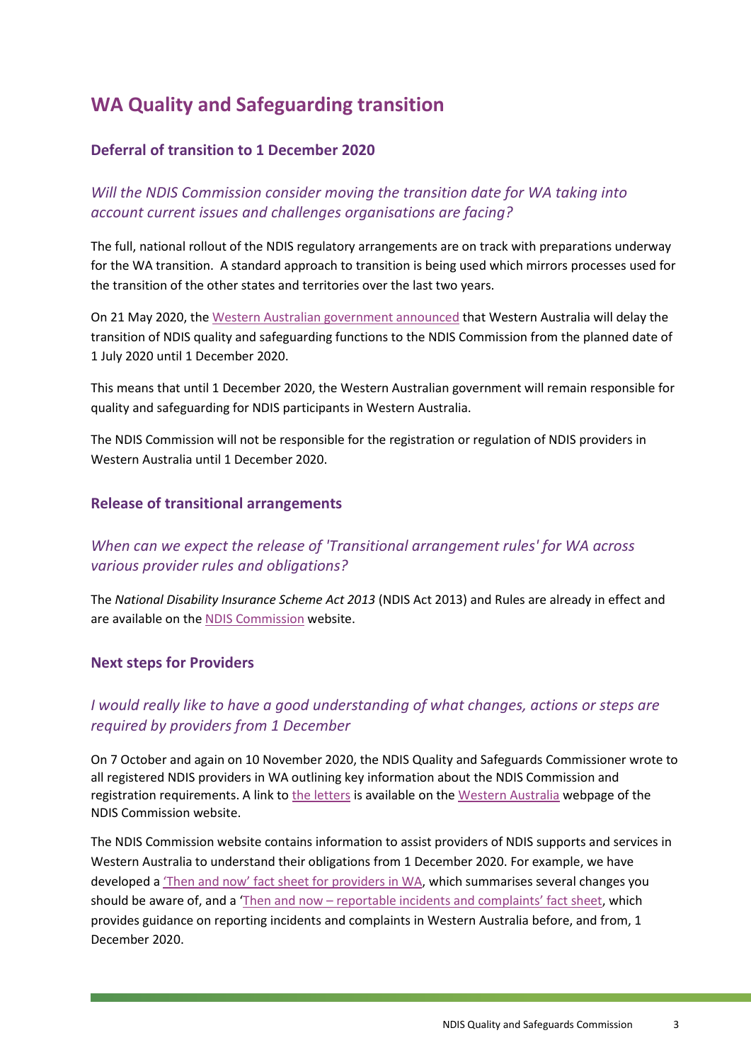## WA Quality and Safeguarding transition

### Deferral of transition to 1 December 2020

#### *Will the NDIS Commission consider moving the transition date for WA taking into account current issues and challenges organisations are facing?*

The full, national rollout of the NDIS regulatory arrangements are on track with preparations underway for the WA transition. A standard approach to transition is being used which mirrors processes used for the transition of the other states and territories over the last two years.

On 21 May 2020, the Western Australian government announced that Western Australia will delay the transition of NDIS quality and safeguarding functions to the NDIS Commission from the planned date of 1 July 2020 until 1 December 2020.

This means that until 1 December 2020, the Western Australian government will remain responsible for quality and safeguarding for NDIS participants in Western Australia.

The NDIS Commission will not be responsible for the registration or regulation of NDIS providers in Western Australia until 1 December 2020.

### Release of transitional arrangements

#### *When can we expect the release of 'Transitional arrangement rules' for WA across various provider rules and obligations?*

The *National Disability Insurance Scheme Act 2013* (NDIS Act 2013) and Rules are already in effect and are available on the NDIS Commission website.

### Next steps for Providers

#### *I would really like to have a good understanding of what changes, actions or steps are required by providers from 1 December*

On 7 October and again on 10 November 2020, the NDIS Quality and Safeguards Commissioner wrote to all registered NDIS providers in WA outlining key information about the NDIS Commission and registration requirements. A link to the letters is available on the Western Australia webpage of the NDIS Commission website.

The NDIS Commission website contains information to assist providers of NDIS supports and services in Western Australia to understand their obligations from 1 December 2020. For example, we have developed a 'Then and now' fact sheet for providers in WA, which summarises several changes you should be aware of, and a 'Then and now – reportable incidents and complaints' fact sheet, which provides guidance on reporting incidents and complaints in Western Australia before, and from, 1 December 2020.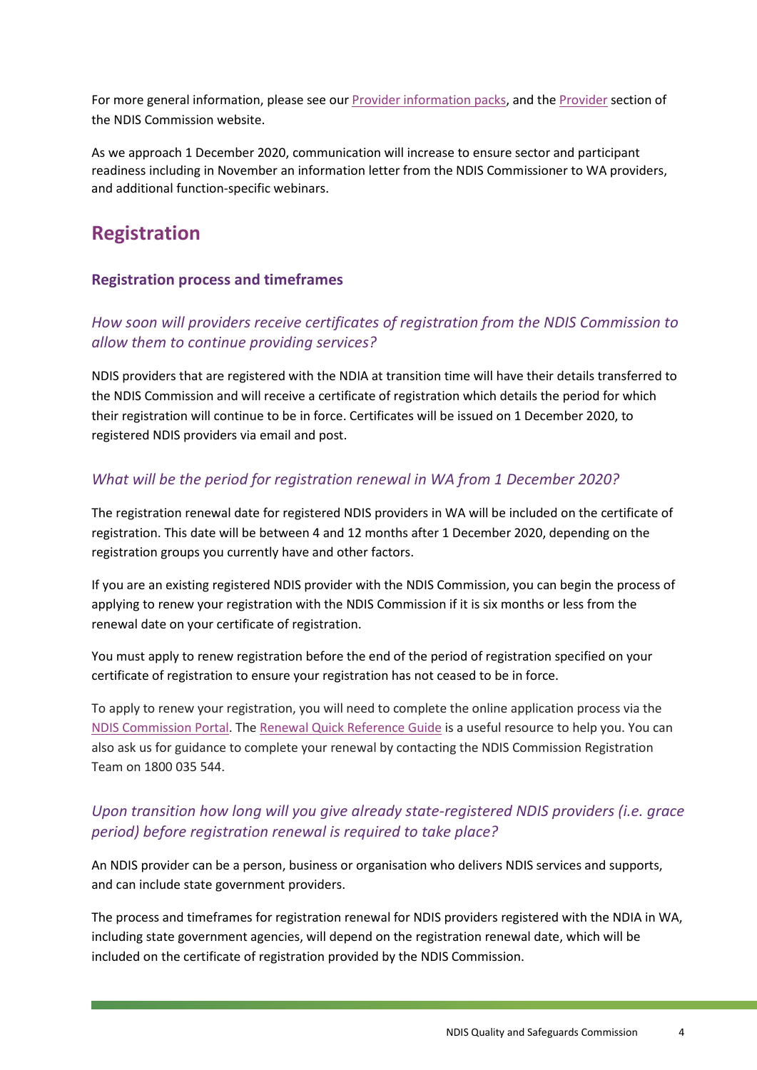For more general information, please see our [Provider information packs](), and the [Provider]() section of the NDIS Commission website.

As we approach 1 December 2020, communication will increase to ensure sector and participant readiness including in November an information letter from the NDIS Commissioner to WA providers, and additional function-specific webinars.

## Registration

### Registration process and timeframes

#### *How soon will providers receive certificates of registration from the NDIS Commission to allow them to continue providing services?*

NDIS providers that are registered with the NDIA at transition time will have their details transferred to the NDIS Commission and will receive a certificate of registration which details the period for which their registration will continue to be in force. Certificates will be issued on 1 December 2020, to registered NDIS providers via email and post.

#### *What will be the period for registration renewal in WA from 1 December 2020?*

The registration renewal date for registered NDIS providers in WA will be included on the certificate of registration. This date will be between 4 and 12 months after 1 December 2020, depending on the registration groups you currently have and other factors.

If you are an existing registered NDIS provider with the NDIS Commission, you can begin the process of applying to renew your registration with the NDIS Commission if it is six months or less from the renewal date on your certificate of registration.

You must apply to renew registration before the end of the period of registration specified on your certificate of registration to ensure your registration has not ceased to be in force.

To apply to renew your registration, you will need to complete the online application process via the [NDIS Commission Portal](). The [Renewal Quick Reference Guide]() is a useful resource to help you. You can also ask us for guidance to complete your renewal by contacting the NDIS Commission Registration Team on 1800 035 544.

#### *Upon transition how long will you give already state-registered NDIS providers (i.e. grace period) before registration renewal is required to take place?*

An NDIS provider can be a person, business or organisation who delivers NDIS services and supports, and can include state government providers.

The process and timeframes for registration renewal for NDIS providers registered with the NDIA in WA, including state government agencies, will depend on the registration renewal date, which will be included on the certificate of registration provided by the NDIS Commission.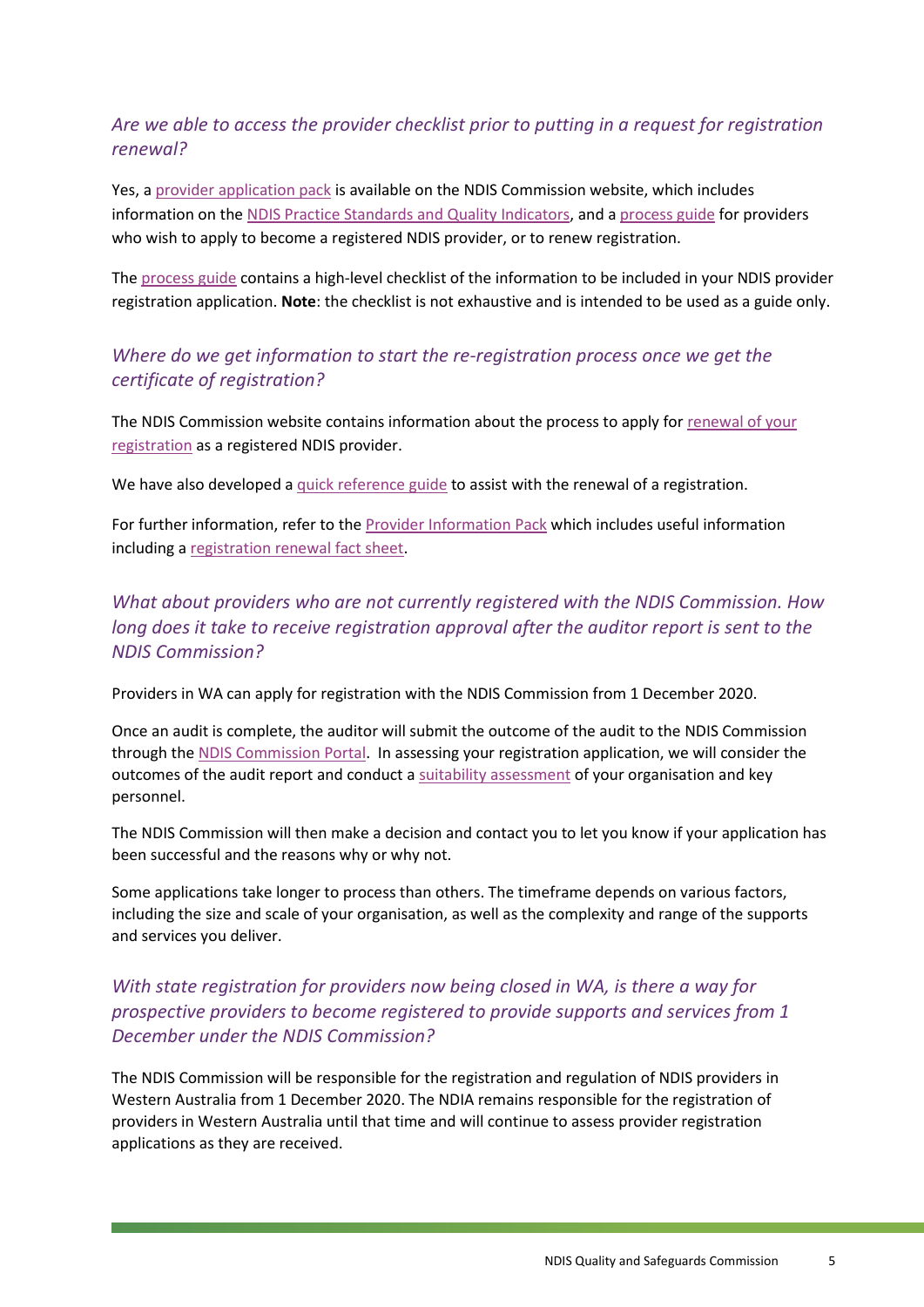### *Are we able to access the provider checklist prior to putting in a request for registration renewal?*

Yes, a provider application pack is available on the NDIS Commission website, which includes information on the NDIS Practice Standards and Quality Indicators, and a process guide for providers who wish to apply to become a registered NDIS provider, or to renew registration.

The process guide contains a high-level checklist of the information to be included in your NDIS provider registration application. **Note**: the checklist is not exhaustive and is intended to be used as a guide only.

### *Where do we get information to start the re-registration process once we get the certificate of registration?*

The NDIS Commission website contains information about the process to apply for renewal of your registration as a registered NDIS provider.

We have also developed a quick reference guide to assist with the renewal of a registration.

For further information, refer to the Provider Information Pack which includes useful information including a registration renewal fact sheet.

### *What about providers who are not currently registered with the NDIS Commission. How long does it take to receive registration approval after the auditor report is sent to the NDIS Commission?*

Providers in WA can apply for registration with the NDIS Commission from 1 December 2020.

Once an audit is complete, the auditor will submit the outcome of the audit to the NDIS Commission through the NDIS Commission Portal. In assessing your registration application, we will consider the outcomes of the audit report and conduct a suitability assessment of your organisation and key personnel.

The NDIS Commission will then make a decision and contact you to let you know if your application has been successful and the reasons why or why not.

Some applications take longer to process than others. The timeframe depends on various factors, including the size and scale of your organisation, as well as the complexity and range of the supports and services you deliver.

### *With state registration for providers now being closed in WA, is there a way for prospective providers to become registered to provide supports and services from 1 December under the NDIS Commission?*

The NDIS Commission will be responsible for the registration and regulation of NDIS providers in Western Australia from 1 December 2020. The NDIA remains responsible for the registration of providers in Western Australia until that time and will continue to assess provider registration applications as they are received.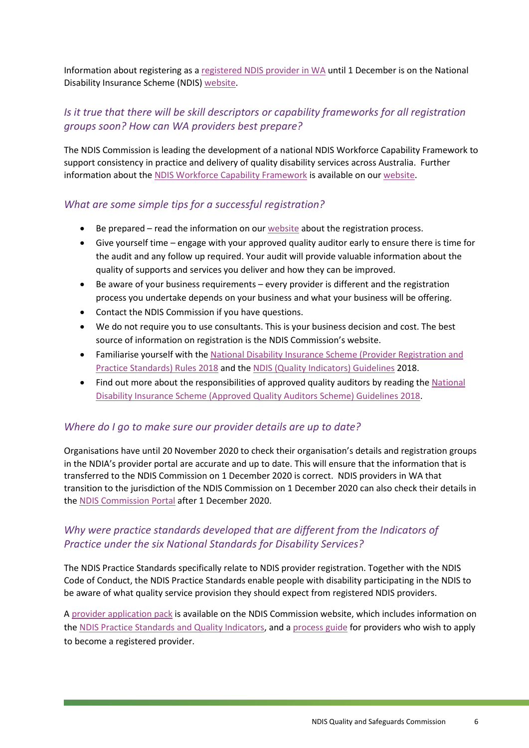Information about registering as a registered NDIS provider in WA until 1 December is on the National Disability Insurance Scheme (NDIS) website.

### *Is it true that there will be skill descriptors or capability frameworks for all registration groups soon? How can WA providers best prepare?*

The NDIS Commission is leading the development of a national NDIS Workforce Capability Framework to support consistency in practice and delivery of quality disability services across Australia. Further information about the NDIS Workforce Capability Framework is available on our website.

### *What are some simple tips for a successful registration?*

- Be prepared – read the information on our website about the registration process.
- Give yourself time – engage with your approved quality auditor early to ensure there is time for the audit and any follow up required. Your audit will provide valuable information about the quality of supports and services you deliver and how they can be improved.
- Be aware of your business requirements – every provider is different and the registration process you undertake depends on your business and what your business will be offering.
- Contact the NDIS Commission if you have questions.
- We do not require you to use consultants. This is your business decision and cost. The best source of information on registration is the NDIS Commission's website.
- Familiarise yourself with the National Disability Insurance Scheme (Provider Registration and Practice Standards) Rules 2018 and the NDIS (Quality Indicators) Guidelines 2018.
- Find out more about the responsibilities of approved quality auditors by reading the National Disability Insurance Scheme (Approved Quality Auditors Scheme) Guidelines 2018.

### *Where do I go to make sure our provider details are up to date?*

Organisations have until 20 November 2020 to check their organisation's details and registration groups in the NDIA's provider portal are accurate and up to date. This will ensure that the information that is transferred to the NDIS Commission on 1 December 2020 is correct. NDIS providers in WA that transition to the jurisdiction of the NDIS Commission on 1 December 2020 can also check their details in the NDIS Commission Portal after 1 December 2020.

### *Why were practice standards developed that are different from the Indicators of Practice under the six National Standards for Disability Services?*

The NDIS Practice Standards specifically relate to NDIS provider registration. Together with the NDIS Code of Conduct, the NDIS Practice Standards enable people with disability participating in the NDIS to be aware of what quality service provision they should expect from registered NDIS providers.

A provider application pack is available on the NDIS Commission website, which includes information on the NDIS Practice Standards and Quality Indicators, and a process guide for providers who wish to apply to become a registered provider.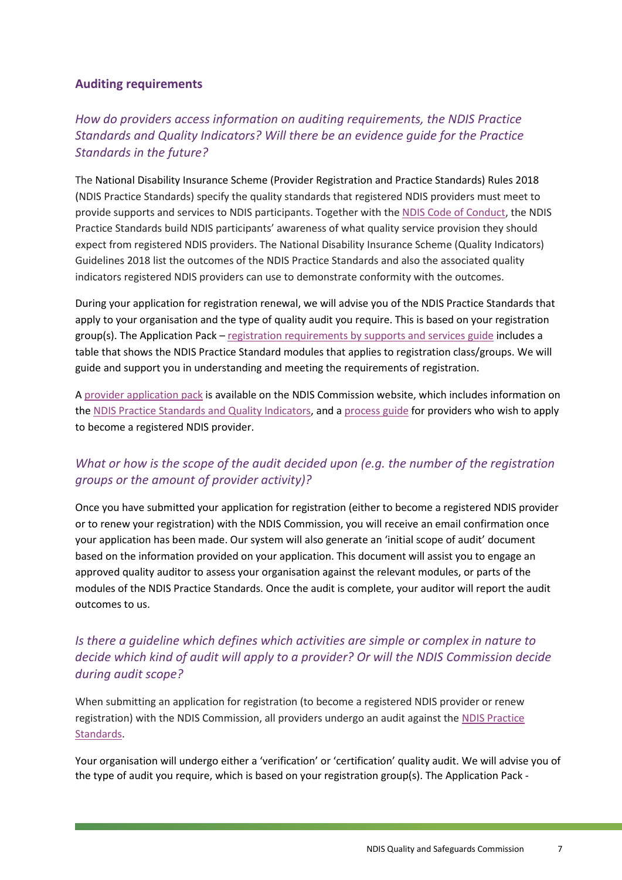## Auditing requirements

### *How do providers access information on auditing requirements, the NDIS Practice Standards and Quality Indicators? Will there be an evidence guide for the Practice Standards in the future?*

The National Disability Insurance Scheme (Provider Registration and Practice Standards) Rules 2018 (NDIS Practice Standards) specify the quality standards that registered NDIS providers must meet to provide supports and services to NDIS participants. Together with the NDIS Code of Conduct, the NDIS Practice Standards build NDIS participants' awareness of what quality service provision they should expect from registered NDIS providers. The National Disability Insurance Scheme (Quality Indicators) Guidelines 2018 list the outcomes of the NDIS Practice Standards and also the associated quality indicators registered NDIS providers can use to demonstrate conformity with the outcomes.

During your application for registration renewal, we will advise you of the NDIS Practice Standards that apply to your organisation and the type of quality audit you require. This is based on your registration group(s). The Application Pack – registration requirements by supports and services guide includes a table that shows the NDIS Practice Standard modules that applies to registration class/groups. We will guide and support you in understanding and meeting the requirements of registration.

A provider application pack is available on the NDIS Commission website, which includes information on the NDIS Practice Standards and Quality Indicators, and a process guide for providers who wish to apply to become a registered NDIS provider.

### *What or how is the scope of the audit decided upon (e.g. the number of the registration groups or the amount of provider activity)?*

Once you have submitted your application for registration (either to become a registered NDIS provider or to renew your registration) with the NDIS Commission, you will receive an email confirmation once your application has been made. Our system will also generate an 'initial scope of audit' document based on the information provided on your application. This document will assist you to engage an approved quality auditor to assess your organisation against the relevant modules, or parts of the modules of the NDIS Practice Standards. Once the audit is complete, your auditor will report the audit outcomes to us.

### *Is there a guideline which defines which activities are simple or complex in nature to decide which kind of audit will apply to a provider? Or will the NDIS Commission decide during audit scope?*

When submitting an application for registration (to become a registered NDIS provider or renew registration) with the NDIS Commission, all providers undergo an audit against the NDIS Practice Standards.

Your organisation will undergo either a 'verification' or 'certification' quality audit. We will advise you of the type of audit you require, which is based on your registration group(s). The Application Pack -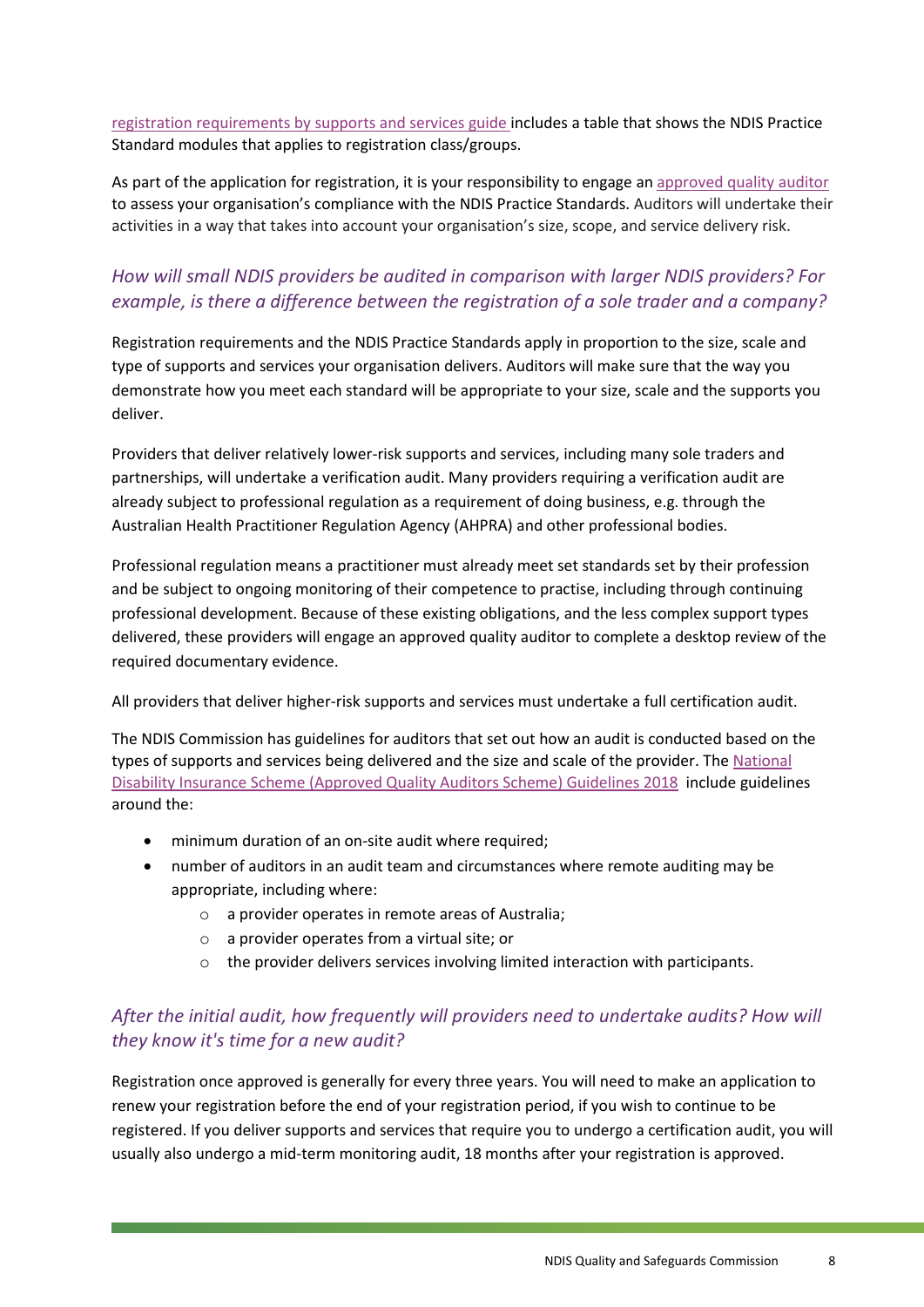registration requirements by supports and services guide includes a table that shows the NDIS Practice Standard modules that applies to registration class/groups.

As part of the application for registration, it is your responsibility to engage an approved quality auditor to assess your organisation's compliance with the NDIS Practice Standards. Auditors will undertake their activities in a way that takes into account your organisation's size, scope, and service delivery risk.

### *How will small NDIS providers be audited in comparison with larger NDIS providers? For example, is there a difference between the registration of a sole trader and a company?*

Registration requirements and the NDIS Practice Standards apply in proportion to the size, scale and type of supports and services your organisation delivers. Auditors will make sure that the way you demonstrate how you meet each standard will be appropriate to your size, scale and the supports you deliver.

Providers that deliver relatively lower-risk supports and services, including many sole traders and partnerships, will undertake a verification audit. Many providers requiring a verification audit are already subject to professional regulation as a requirement of doing business, e.g. through the Australian Health Practitioner Regulation Agency (AHPRA) and other professional bodies.

Professional regulation means a practitioner must already meet set standards set by their profession and be subject to ongoing monitoring of their competence to practise, including through continuing professional development. Because of these existing obligations, and the less complex support types delivered, these providers will engage an approved quality auditor to complete a desktop review of the required documentary evidence.

All providers that deliver higher-risk supports and services must undertake a full certification audit.

The NDIS Commission has guidelines for auditors that set out how an audit is conducted based on the types of supports and services being delivered and the size and scale of the provider. The National Disability Insurance Scheme (Approved Quality Auditors Scheme) Guidelines 2018 include guidelines around the:

- minimum duration of an on-site audit where required;
- number of auditors in an audit team and circumstances where remote auditing may be appropriate, including where:
  - a provider operates in remote areas of Australia;
  - a provider operates from a virtual site; or
  - the provider delivers services involving limited interaction with participants.

### *After the initial audit, how frequently will providers need to undertake audits? How will they know it's time for a new audit?*

Registration once approved is generally for every three years. You will need to make an application to renew your registration before the end of your registration period, if you wish to continue to be registered. If you deliver supports and services that require you to undergo a certification audit, you will usually also undergo a mid-term monitoring audit, 18 months after your registration is approved.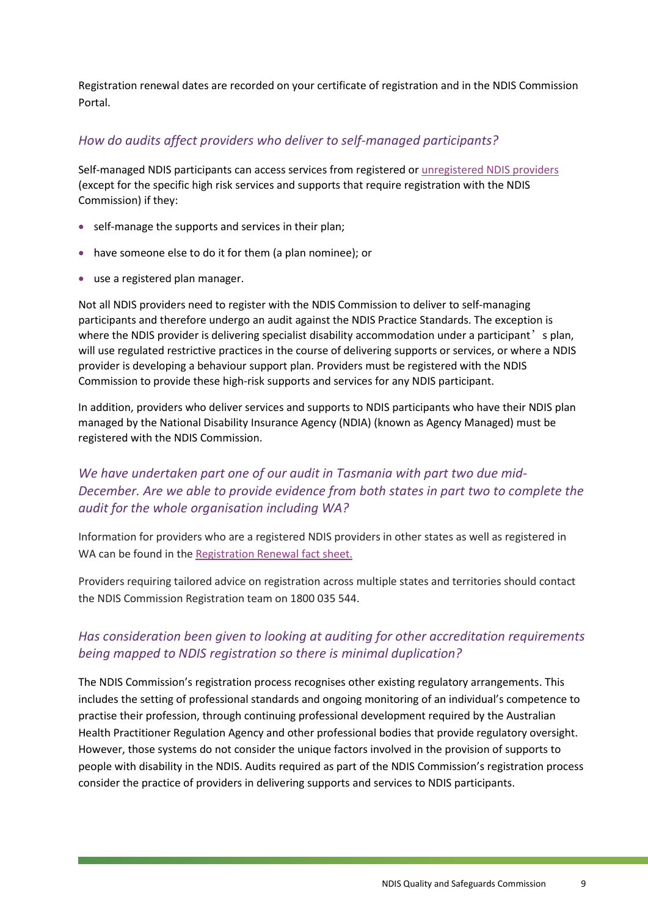Registration renewal dates are recorded on your certificate of registration and in the NDIS Commission Portal.

### *How do audits affect providers who deliver to self-managed participants?*

Self-managed NDIS participants can access services from registered or unregistered NDIS providers (except for the specific high risk services and supports that require registration with the NDIS Commission) if they:

- self-manage the supports and services in their plan;
- have someone else to do it for them (a plan nominee); or
- use a registered plan manager.

Not all NDIS providers need to register with the NDIS Commission to deliver to self-managing participants and therefore undergo an audit against the NDIS Practice Standards. The exception is where the NDIS provider is delivering specialist disability accommodation under a participant's plan, will use regulated restrictive practices in the course of delivering supports or services, or where a NDIS provider is developing a behaviour support plan. Providers must be registered with the NDIS Commission to provide these high-risk supports and services for any NDIS participant.

In addition, providers who deliver services and supports to NDIS participants who have their NDIS plan managed by the National Disability Insurance Agency (NDIA) (known as Agency Managed) must be registered with the NDIS Commission.

### *We have undertaken part one of our audit in Tasmania with part two due mid-December. Are we able to provide evidence from both states in part two to complete the audit for the whole organisation including WA?*

Information for providers who are a registered NDIS providers in other states as well as registered in WA can be found in the Registration Renewal fact sheet.

Providers requiring tailored advice on registration across multiple states and territories should contact the NDIS Commission Registration team on 1800 035 544.

### *Has consideration been given to looking at auditing for other accreditation requirements being mapped to NDIS registration so there is minimal duplication?*

The NDIS Commission's registration process recognises other existing regulatory arrangements. This includes the setting of professional standards and ongoing monitoring of an individual's competence to practise their profession, through continuing professional development required by the Australian Health Practitioner Regulation Agency and other professional bodies that provide regulatory oversight. However, those systems do not consider the unique factors involved in the provision of supports to people with disability in the NDIS. Audits required as part of the NDIS Commission's registration process consider the practice of providers in delivering supports and services to NDIS participants.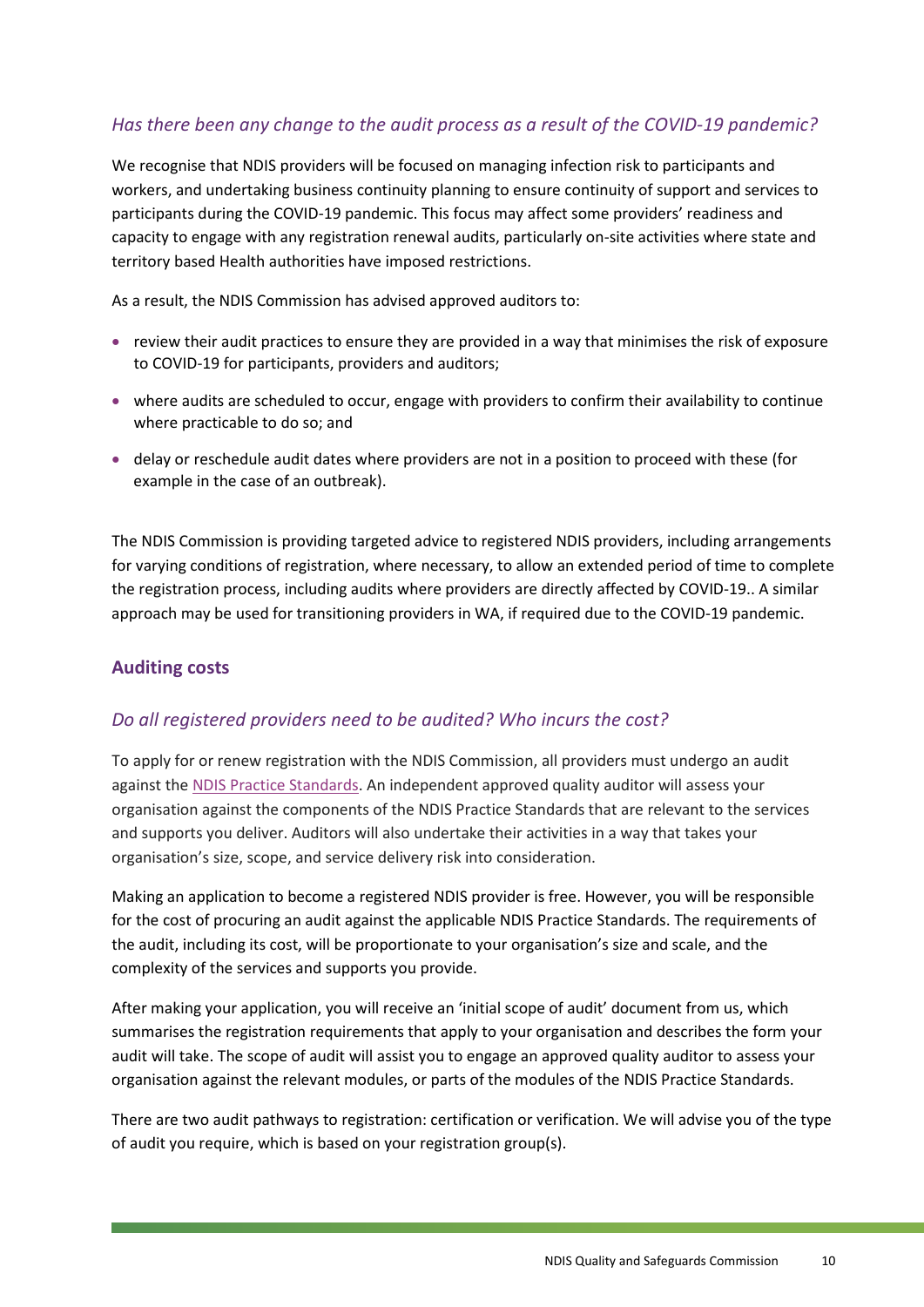### *Has there been any change to the audit process as a result of the COVID-19 pandemic?*

We recognise that NDIS providers will be focused on managing infection risk to participants and workers, and undertaking business continuity planning to ensure continuity of support and services to participants during the COVID-19 pandemic. This focus may affect some providers' readiness and capacity to engage with any registration renewal audits, particularly on-site activities where state and territory based Health authorities have imposed restrictions.

As a result, the NDIS Commission has advised approved auditors to:

- review their audit practices to ensure they are provided in a way that minimises the risk of exposure to COVID-19 for participants, providers and auditors;
- where audits are scheduled to occur, engage with providers to confirm their availability to continue where practicable to do so; and
- delay or reschedule audit dates where providers are not in a position to proceed with these (for example in the case of an outbreak).

The NDIS Commission is providing targeted advice to registered NDIS providers, including arrangements for varying conditions of registration, where necessary, to allow an extended period of time to complete the registration process, including audits where providers are directly affected by COVID-19.. A similar approach may be used for transitioning providers in WA, if required due to the COVID-19 pandemic.

## Auditing costs

### *Do all registered providers need to be audited? Who incurs the cost?*

To apply for or renew registration with the NDIS Commission, all providers must undergo an audit against the NDIS Practice Standards. An independent approved quality auditor will assess your organisation against the components of the NDIS Practice Standards that are relevant to the services and supports you deliver. Auditors will also undertake their activities in a way that takes your organisation's size, scope, and service delivery risk into consideration.

Making an application to become a registered NDIS provider is free. However, you will be responsible for the cost of procuring an audit against the applicable NDIS Practice Standards. The requirements of the audit, including its cost, will be proportionate to your organisation's size and scale, and the complexity of the services and supports you provide.

After making your application, you will receive an 'initial scope of audit' document from us, which summarises the registration requirements that apply to your organisation and describes the form your audit will take. The scope of audit will assist you to engage an approved quality auditor to assess your organisation against the relevant modules, or parts of the modules of the NDIS Practice Standards.

There are two audit pathways to registration: certification or verification. We will advise you of the type of audit you require, which is based on your registration group(s).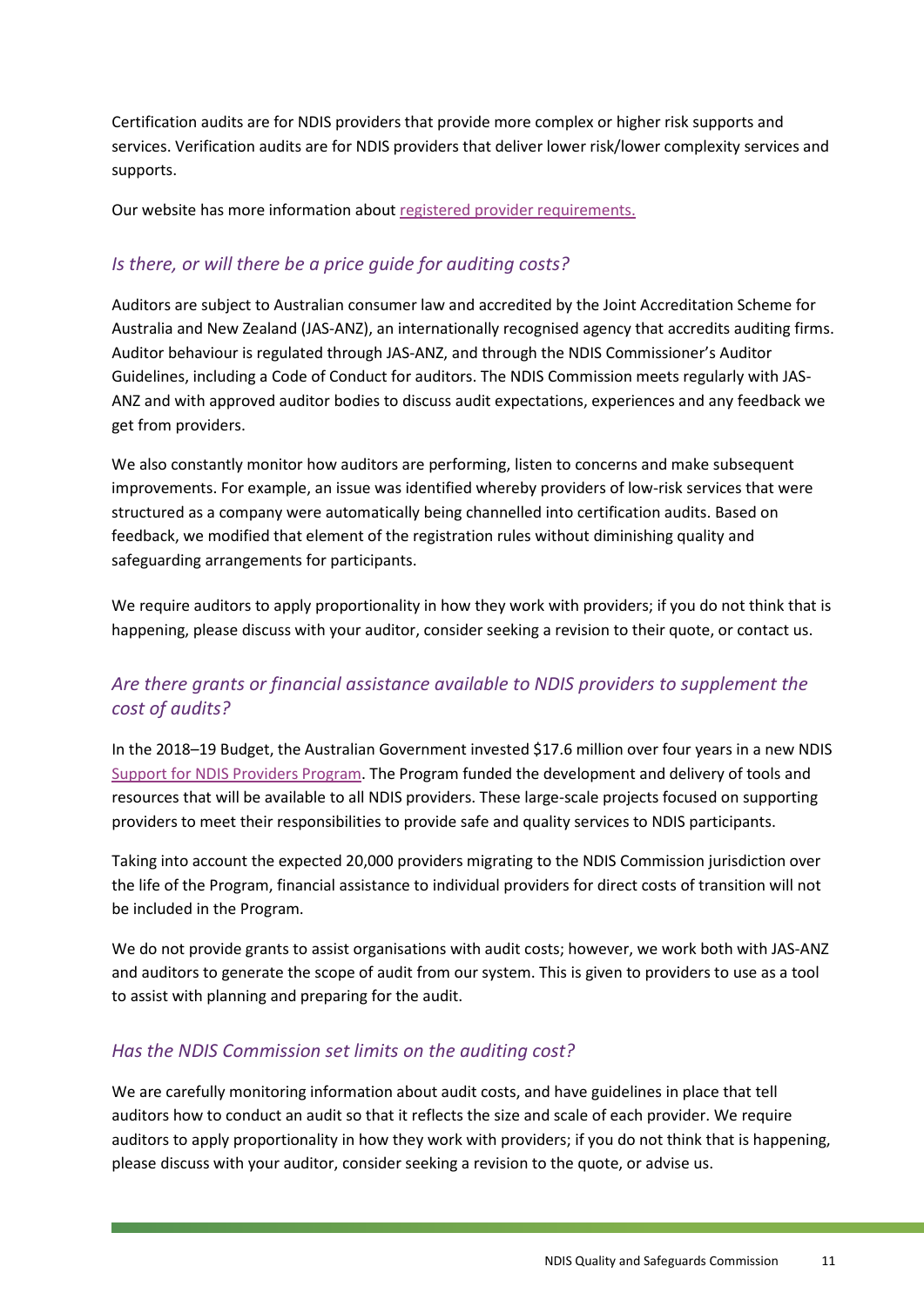Certification audits are for NDIS providers that provide more complex or higher risk supports and services. Verification audits are for NDIS providers that deliver lower risk/lower complexity services and supports.

Our website has more information about [registered provider requirements.]()

### *Is there, or will there be a price guide for auditing costs?*

Auditors are subject to Australian consumer law and accredited by the Joint Accreditation Scheme for Australia and New Zealand (JAS-ANZ), an internationally recognised agency that accredits auditing firms. Auditor behaviour is regulated through JAS-ANZ, and through the NDIS Commissioner's Auditor Guidelines, including a Code of Conduct for auditors. The NDIS Commission meets regularly with JAS-ANZ and with approved auditor bodies to discuss audit expectations, experiences and any feedback we get from providers.

We also constantly monitor how auditors are performing, listen to concerns and make subsequent improvements. For example, an issue was identified whereby providers of low-risk services that were structured as a company were automatically being channelled into certification audits. Based on feedback, we modified that element of the registration rules without diminishing quality and safeguarding arrangements for participants.

We require auditors to apply proportionality in how they work with providers; if you do not think that is happening, please discuss with your auditor, consider seeking a revision to their quote, or contact us.

### *Are there grants or financial assistance available to NDIS providers to supplement the cost of audits?*

In the 2018–19 Budget, the Australian Government invested $17.6 million over four years in a new NDIS [Support for NDIS Providers Program](). The Program funded the development and delivery of tools and resources that will be available to all NDIS providers. These large-scale projects focused on supporting providers to meet their responsibilities to provide safe and quality services to NDIS participants.

Taking into account the expected 20,000 providers migrating to the NDIS Commission jurisdiction over the life of the Program, financial assistance to individual providers for direct costs of transition will not be included in the Program.

We do not provide grants to assist organisations with audit costs; however, we work both with JAS-ANZ and auditors to generate the scope of audit from our system. This is given to providers to use as a tool to assist with planning and preparing for the audit.

### *Has the NDIS Commission set limits on the auditing cost?*

We are carefully monitoring information about audit costs, and have guidelines in place that tell auditors how to conduct an audit so that it reflects the size and scale of each provider. We require auditors to apply proportionality in how they work with providers; if you do not think that is happening, please discuss with your auditor, consider seeking a revision to the quote, or advise us.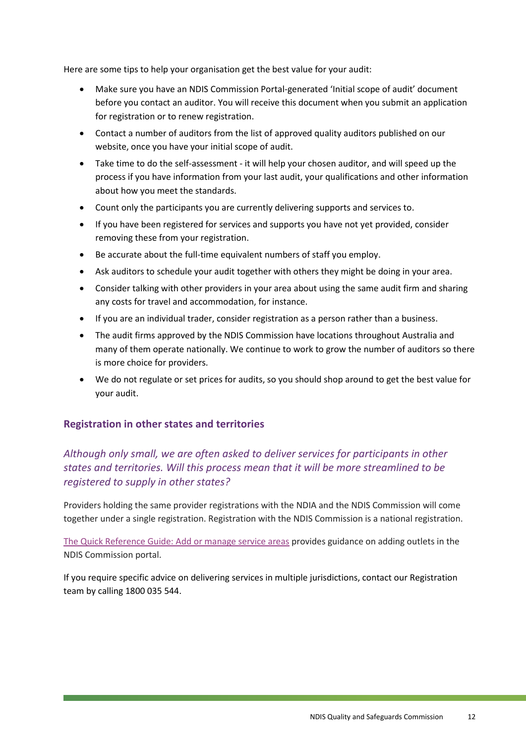Here are some tips to help your organisation get the best value for your audit:

- Make sure you have an NDIS Commission Portal-generated 'Initial scope of audit' document before you contact an auditor. You will receive this document when you submit an application for registration or to renew registration.
- Contact a number of auditors from the list of approved quality auditors published on our website, once you have your initial scope of audit.
- Take time to do the self-assessment - it will help your chosen auditor, and will speed up the process if you have information from your last audit, your qualifications and other information about how you meet the standards.
- Count only the participants you are currently delivering supports and services to.
- If you have been registered for services and supports you have not yet provided, consider removing these from your registration.
- Be accurate about the full-time equivalent numbers of staff you employ.
- Ask auditors to schedule your audit together with others they might be doing in your area.
- Consider talking with other providers in your area about using the same audit firm and sharing any costs for travel and accommodation, for instance.
- If you are an individual trader, consider registration as a person rather than a business.
- The audit firms approved by the NDIS Commission have locations throughout Australia and many of them operate nationally. We continue to work to grow the number of auditors so there is more choice for providers.
- We do not regulate or set prices for audits, so you should shop around to get the best value for your audit.

## Registration in other states and territories

### *Although only small, we are often asked to deliver services for participants in other states and territories. Will this process mean that it will be more streamlined to be registered to supply in other states?*

Providers holding the same provider registrations with the NDIA and the NDIS Commission will come together under a single registration. Registration with the NDIS Commission is a national registration.

The Quick Reference Guide: Add or manage service areas provides guidance on adding outlets in the NDIS Commission portal.

If you require specific advice on delivering services in multiple jurisdictions, contact our Registration team by calling 1800 035 544.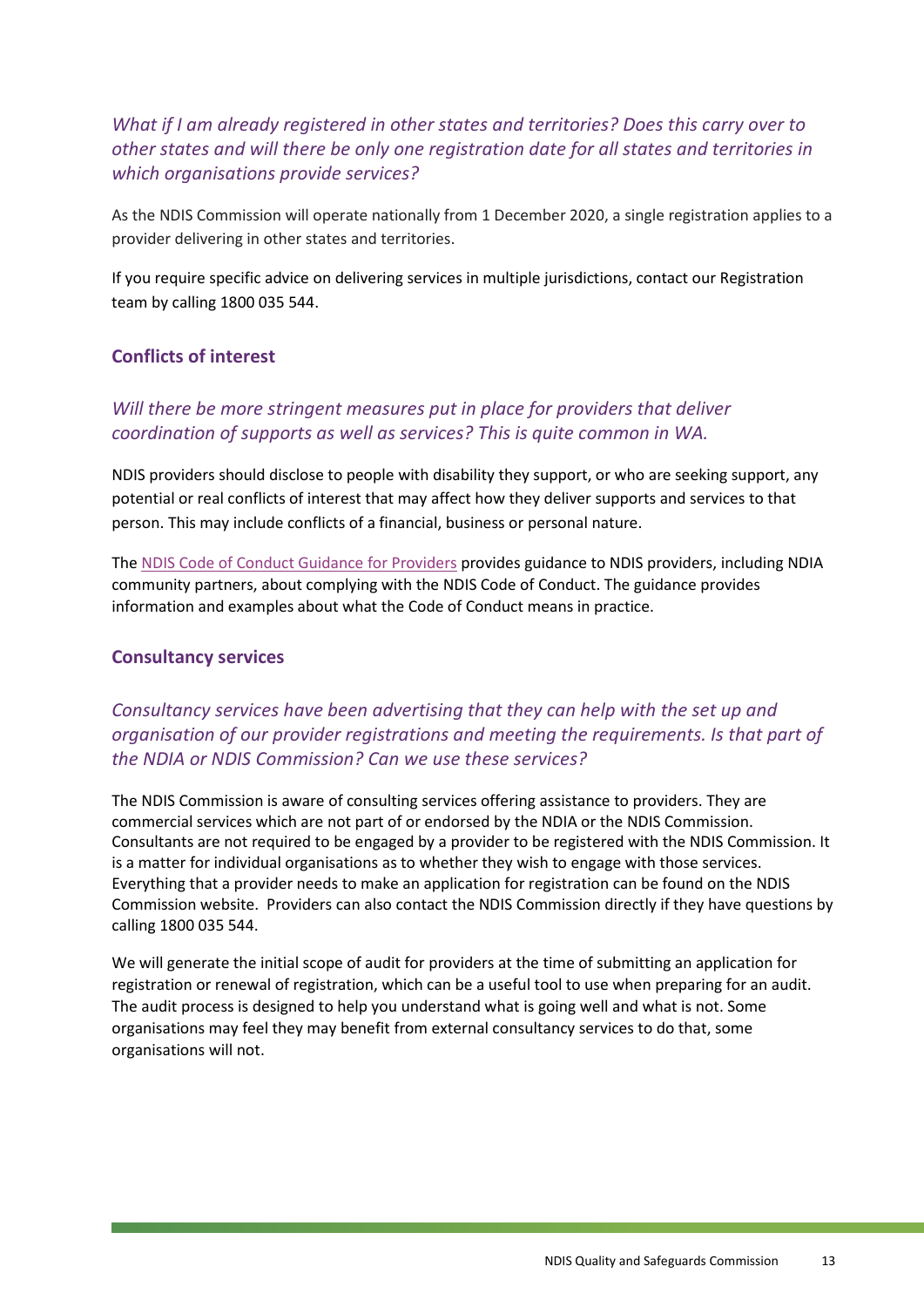*What if I am already registered in other states and territories? Does this carry over to other states and will there be only one registration date for all states and territories in which organisations provide services?*

As the NDIS Commission will operate nationally from 1 December 2020, a single registration applies to a provider delivering in other states and territories.

If you require specific advice on delivering services in multiple jurisdictions, contact our Registration team by calling 1800 035 544.

### Conflicts of interest

*Will there be more stringent measures put in place for providers that deliver coordination of supports as well as services? This is quite common in WA.*

NDIS providers should disclose to people with disability they support, or who are seeking support, any potential or real conflicts of interest that may affect how they deliver supports and services to that person. This may include conflicts of a financial, business or personal nature.

The NDIS Code of Conduct Guidance for Providers provides guidance to NDIS providers, including NDIA community partners, about complying with the NDIS Code of Conduct. The guidance provides information and examples about what the Code of Conduct means in practice.

### Consultancy services

*Consultancy services have been advertising that they can help with the set up and organisation of our provider registrations and meeting the requirements. Is that part of the NDIA or NDIS Commission? Can we use these services?*

The NDIS Commission is aware of consulting services offering assistance to providers. They are commercial services which are not part of or endorsed by the NDIA or the NDIS Commission. Consultants are not required to be engaged by a provider to be registered with the NDIS Commission. It is a matter for individual organisations as to whether they wish to engage with those services. Everything that a provider needs to make an application for registration can be found on the NDIS Commission website. Providers can also contact the NDIS Commission directly if they have questions by calling 1800 035 544.

We will generate the initial scope of audit for providers at the time of submitting an application for registration or renewal of registration, which can be a useful tool to use when preparing for an audit. The audit process is designed to help you understand what is going well and what is not. Some organisations may feel they may benefit from external consultancy services to do that, some organisations will not.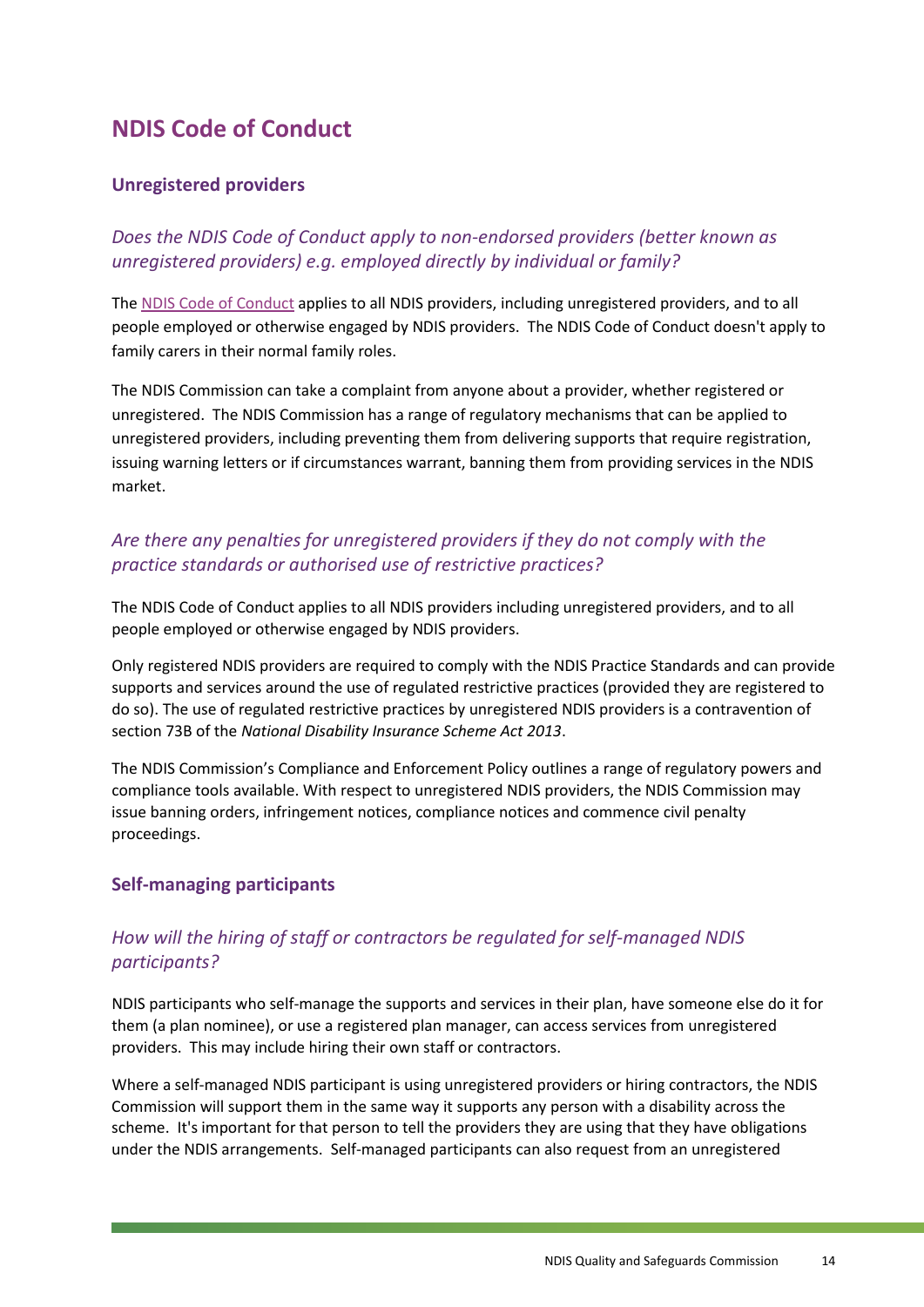# NDIS Code of Conduct

## Unregistered providers

### *Does the NDIS Code of Conduct apply to non-endorsed providers (better known as unregistered providers) e.g. employed directly by individual or family?*

The [NDIS Code of Conduct] applies to all NDIS providers, including unregistered providers, and to all people employed or otherwise engaged by NDIS providers. The NDIS Code of Conduct doesn't apply to family carers in their normal family roles.

The NDIS Commission can take a complaint from anyone about a provider, whether registered or unregistered. The NDIS Commission has a range of regulatory mechanisms that can be applied to unregistered providers, including preventing them from delivering supports that require registration, issuing warning letters or if circumstances warrant, banning them from providing services in the NDIS market.

### *Are there any penalties for unregistered providers if they do not comply with the practice standards or authorised use of restrictive practices?*

The NDIS Code of Conduct applies to all NDIS providers including unregistered providers, and to all people employed or otherwise engaged by NDIS providers.

Only registered NDIS providers are required to comply with the NDIS Practice Standards and can provide supports and services around the use of regulated restrictive practices (provided they are registered to do so). The use of regulated restrictive practices by unregistered NDIS providers is a contravention of section 73B of the *National Disability Insurance Scheme Act 2013*.

The NDIS Commission's Compliance and Enforcement Policy outlines a range of regulatory powers and compliance tools available. With respect to unregistered NDIS providers, the NDIS Commission may issue banning orders, infringement notices, compliance notices and commence civil penalty proceedings.

## Self-managing participants

### *How will the hiring of staff or contractors be regulated for self-managed NDIS participants?*

NDIS participants who self-manage the supports and services in their plan, have someone else do it for them (a plan nominee), or use a registered plan manager, can access services from unregistered providers. This may include hiring their own staff or contractors.

Where a self-managed NDIS participant is using unregistered providers or hiring contractors, the NDIS Commission will support them in the same way it supports any person with a disability across the scheme. It's important for that person to tell the providers they are using that they have obligations under the NDIS arrangements. Self-managed participants can also request from an unregistered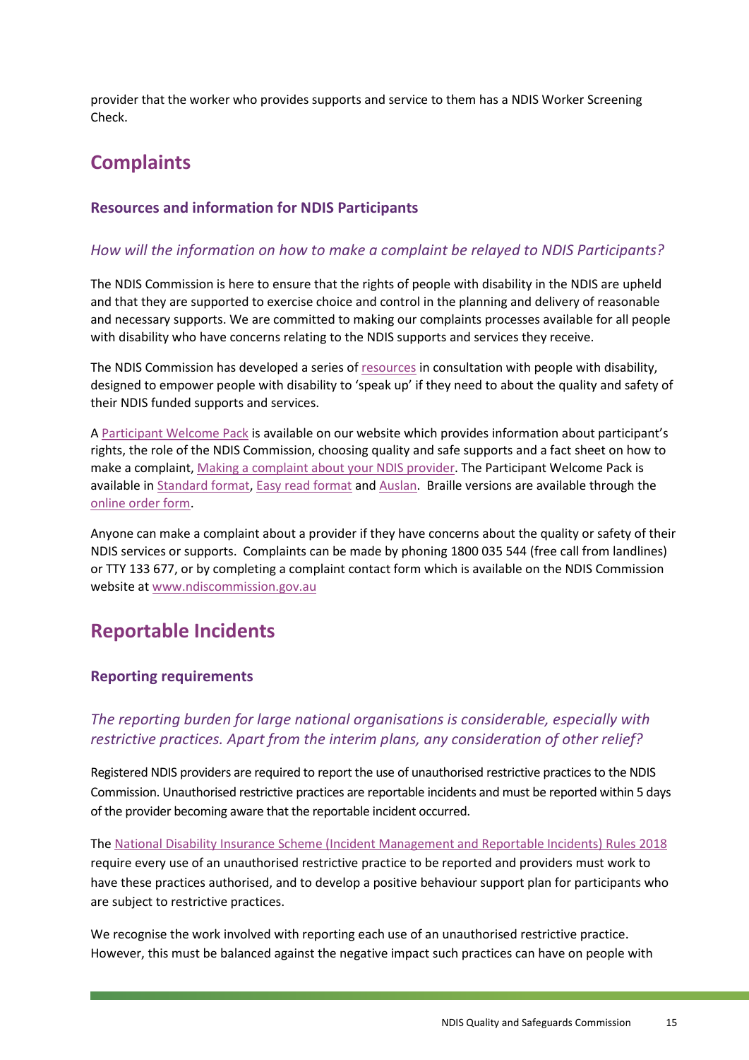provider that the worker who provides supports and service to them has a NDIS Worker Screening Check.

## Complaints

### Resources and information for NDIS Participants

#### *How will the information on how to make a complaint be relayed to NDIS Participants?*

The NDIS Commission is here to ensure that the rights of people with disability in the NDIS are upheld and that they are supported to exercise choice and control in the planning and delivery of reasonable and necessary supports. We are committed to making our complaints processes available for all people with disability who have concerns relating to the NDIS supports and services they receive.

The NDIS Commission has developed a series of resources in consultation with people with disability, designed to empower people with disability to 'speak up' if they need to about the quality and safety of their NDIS funded supports and services.

A Participant Welcome Pack is available on our website which provides information about participant's rights, the role of the NDIS Commission, choosing quality and safe supports and a fact sheet on how to make a complaint, Making a complaint about your NDIS provider. The Participant Welcome Pack is available in Standard format, Easy read format and Auslan. Braille versions are available through the online order form.

Anyone can make a complaint about a provider if they have concerns about the quality or safety of their NDIS services or supports. Complaints can be made by phoning 1800 035 544 (free call from landlines) or TTY 133 677, or by completing a complaint contact form which is available on the NDIS Commission website at www.ndiscommission.gov.au

## Reportable Incidents

### Reporting requirements

#### *The reporting burden for large national organisations is considerable, especially with restrictive practices. Apart from the interim plans, any consideration of other relief?*

Registered NDIS providers are required to report the use of unauthorised restrictive practices to the NDIS Commission. Unauthorised restrictive practices are reportable incidents and must be reported within 5 days of the provider becoming aware that the reportable incident occurred.

The National Disability Insurance Scheme (Incident Management and Reportable Incidents) Rules 2018 require every use of an unauthorised restrictive practice to be reported and providers must work to have these practices authorised, and to develop a positive behaviour support plan for participants who are subject to restrictive practices.

We recognise the work involved with reporting each use of an unauthorised restrictive practice. However, this must be balanced against the negative impact such practices can have on people with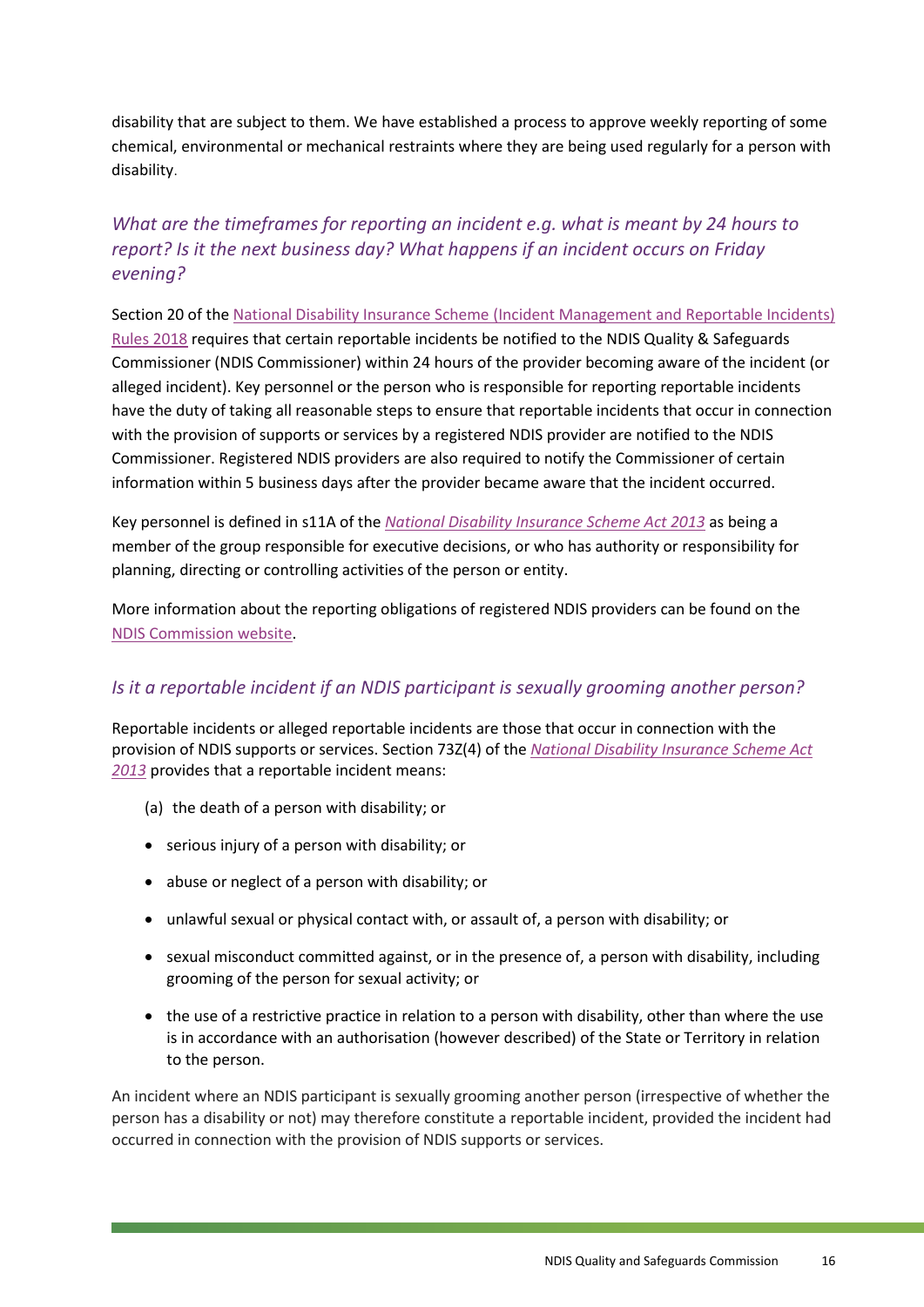disability that are subject to them. We have established a process to approve weekly reporting of some chemical, environmental or mechanical restraints where they are being used regularly for a person with disability.

### *What are the timeframes for reporting an incident e.g. what is meant by 24 hours to report? Is it the next business day? What happens if an incident occurs on Friday evening?*

Section 20 of the National Disability Insurance Scheme (Incident Management and Reportable Incidents) Rules 2018 requires that certain reportable incidents be notified to the NDIS Quality & Safeguards Commissioner (NDIS Commissioner) within 24 hours of the provider becoming aware of the incident (or alleged incident). Key personnel or the person who is responsible for reporting reportable incidents have the duty of taking all reasonable steps to ensure that reportable incidents that occur in connection with the provision of supports or services by a registered NDIS provider are notified to the NDIS Commissioner. Registered NDIS providers are also required to notify the Commissioner of certain information within 5 business days after the provider became aware that the incident occurred.

Key personnel is defined in s11A of the *National Disability Insurance Scheme Act 2013* as being a member of the group responsible for executive decisions, or who has authority or responsibility for planning, directing or controlling activities of the person or entity.

More information about the reporting obligations of registered NDIS providers can be found on the NDIS Commission website.

### *Is it a reportable incident if an NDIS participant is sexually grooming another person?*

Reportable incidents or alleged reportable incidents are those that occur in connection with the provision of NDIS supports or services. Section 73Z(4) of the *National Disability Insurance Scheme Act 2013* provides that a reportable incident means:

(a) the death of a person with disability; or

- serious injury of a person with disability; or
- abuse or neglect of a person with disability; or
- unlawful sexual or physical contact with, or assault of, a person with disability; or
- sexual misconduct committed against, or in the presence of, a person with disability, including grooming of the person for sexual activity; or
- the use of a restrictive practice in relation to a person with disability, other than where the use is in accordance with an authorisation (however described) of the State or Territory in relation to the person.

An incident where an NDIS participant is sexually grooming another person (irrespective of whether the person has a disability or not) may therefore constitute a reportable incident, provided the incident had occurred in connection with the provision of NDIS supports or services.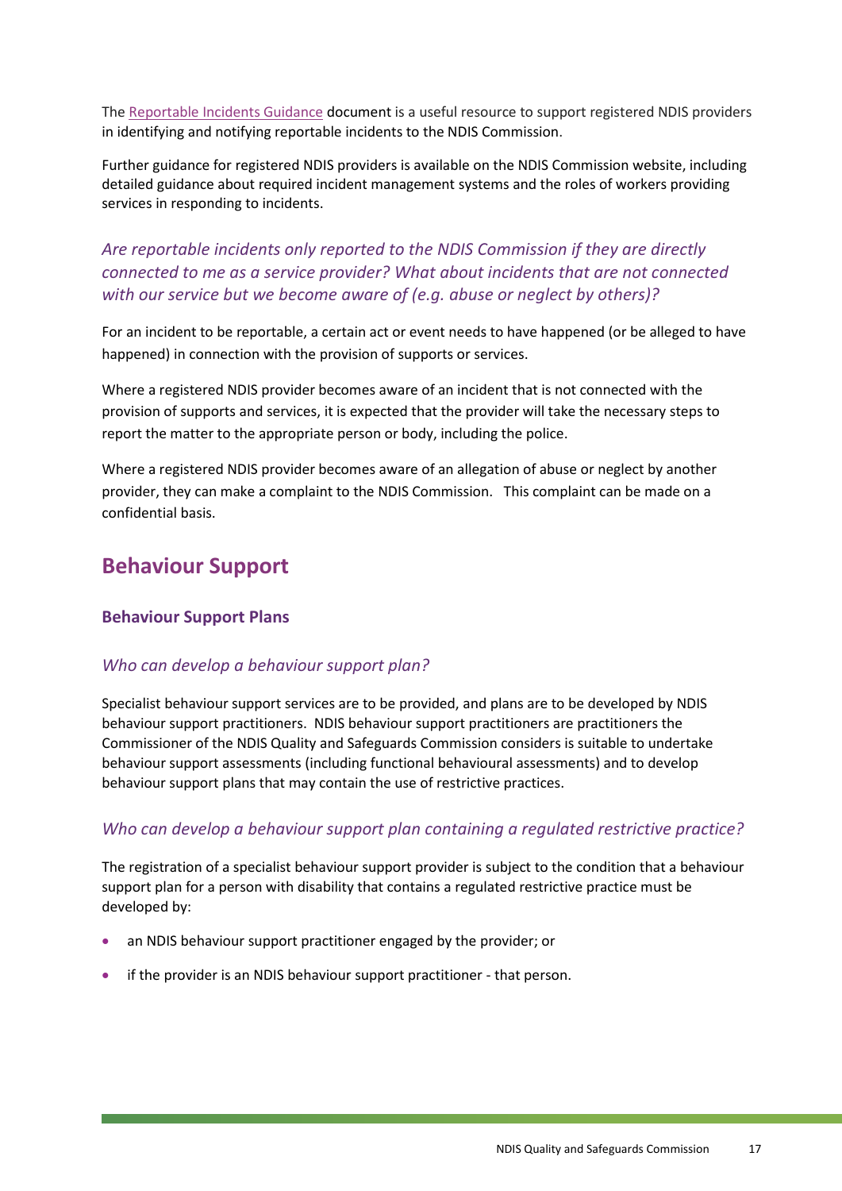The [Reportable Incidents Guidance] document is a useful resource to support registered NDIS providers in identifying and notifying reportable incidents to the NDIS Commission.

Further guidance for registered NDIS providers is available on the NDIS Commission website, including detailed guidance about required incident management systems and the roles of workers providing services in responding to incidents.

### *Are reportable incidents only reported to the NDIS Commission if they are directly connected to me as a service provider? What about incidents that are not connected with our service but we become aware of (e.g. abuse or neglect by others)?*

For an incident to be reportable, a certain act or event needs to have happened (or be alleged to have happened) in connection with the provision of supports or services.

Where a registered NDIS provider becomes aware of an incident that is not connected with the provision of supports and services, it is expected that the provider will take the necessary steps to report the matter to the appropriate person or body, including the police.

Where a registered NDIS provider becomes aware of an allegation of abuse or neglect by another provider, they can make a complaint to the NDIS Commission. This complaint can be made on a confidential basis.

## Behaviour Support

### Behaviour Support Plans

#### *Who can develop a behaviour support plan?*

Specialist behaviour support services are to be provided, and plans are to be developed by NDIS behaviour support practitioners. NDIS behaviour support practitioners are practitioners the Commissioner of the NDIS Quality and Safeguards Commission considers is suitable to undertake behaviour support assessments (including functional behavioural assessments) and to develop behaviour support plans that may contain the use of restrictive practices.

#### *Who can develop a behaviour support plan containing a regulated restrictive practice?*

The registration of a specialist behaviour support provider is subject to the condition that a behaviour support plan for a person with disability that contains a regulated restrictive practice must be developed by:

- an NDIS behaviour support practitioner engaged by the provider; or
- if the provider is an NDIS behaviour support practitioner - that person.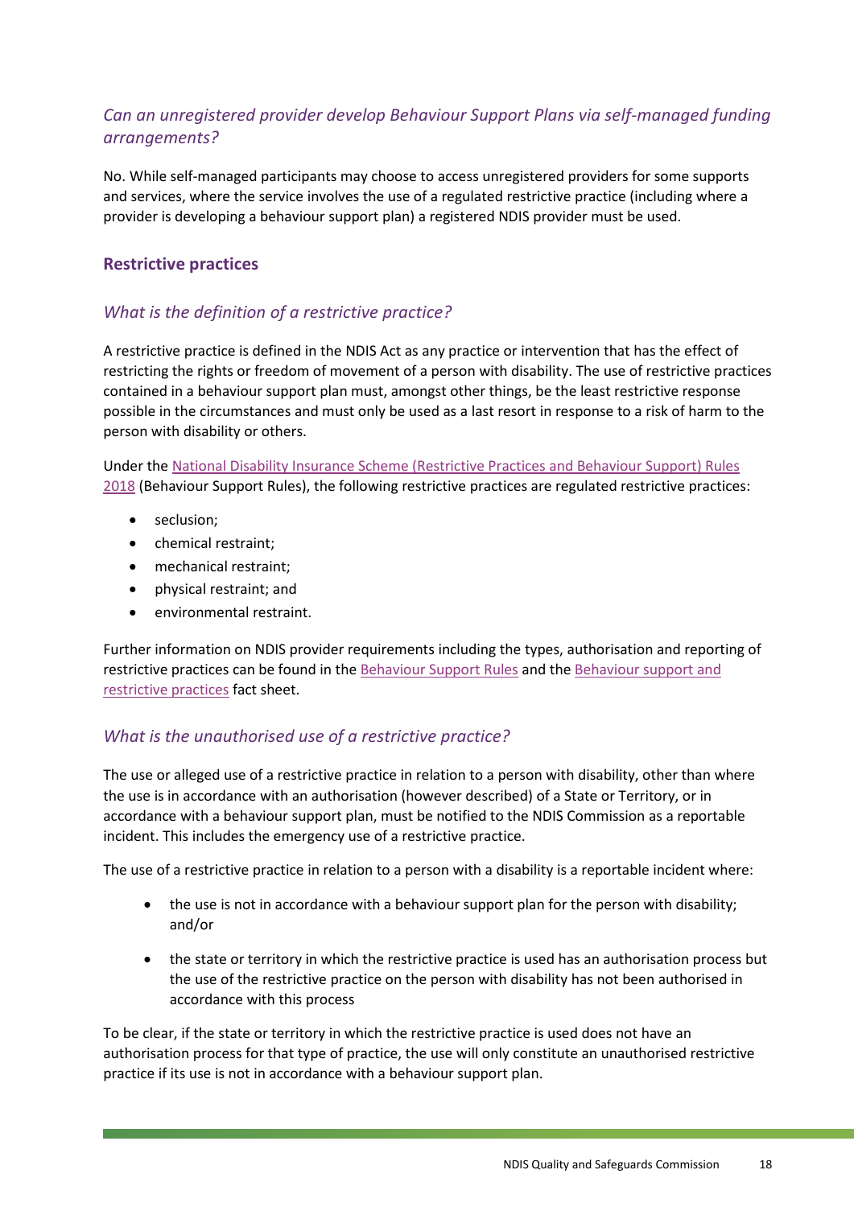### *Can an unregistered provider develop Behaviour Support Plans via self-managed funding arrangements?*

No. While self-managed participants may choose to access unregistered providers for some supports and services, where the service involves the use of a regulated restrictive practice (including where a provider is developing a behaviour support plan) a registered NDIS provider must be used.

## Restrictive practices

### *What is the definition of a restrictive practice?*

A restrictive practice is defined in the NDIS Act as any practice or intervention that has the effect of restricting the rights or freedom of movement of a person with disability. The use of restrictive practices contained in a behaviour support plan must, amongst other things, be the least restrictive response possible in the circumstances and must only be used as a last resort in response to a risk of harm to the person with disability or others.

Under the National Disability Insurance Scheme (Restrictive Practices and Behaviour Support) Rules 2018 (Behaviour Support Rules), the following restrictive practices are regulated restrictive practices:

- seclusion;
- chemical restraint;
- mechanical restraint;
- physical restraint; and
- environmental restraint.

Further information on NDIS provider requirements including the types, authorisation and reporting of restrictive practices can be found in the Behaviour Support Rules and the Behaviour support and restrictive practices fact sheet.

### *What is the unauthorised use of a restrictive practice?*

The use or alleged use of a restrictive practice in relation to a person with disability, other than where the use is in accordance with an authorisation (however described) of a State or Territory, or in accordance with a behaviour support plan, must be notified to the NDIS Commission as a reportable incident. This includes the emergency use of a restrictive practice.

The use of a restrictive practice in relation to a person with a disability is a reportable incident where:

- the use is not in accordance with a behaviour support plan for the person with disability; and/or
- the state or territory in which the restrictive practice is used has an authorisation process but the use of the restrictive practice on the person with disability has not been authorised in accordance with this process

To be clear, if the state or territory in which the restrictive practice is used does not have an authorisation process for that type of practice, the use will only constitute an unauthorised restrictive practice if its use is not in accordance with a behaviour support plan.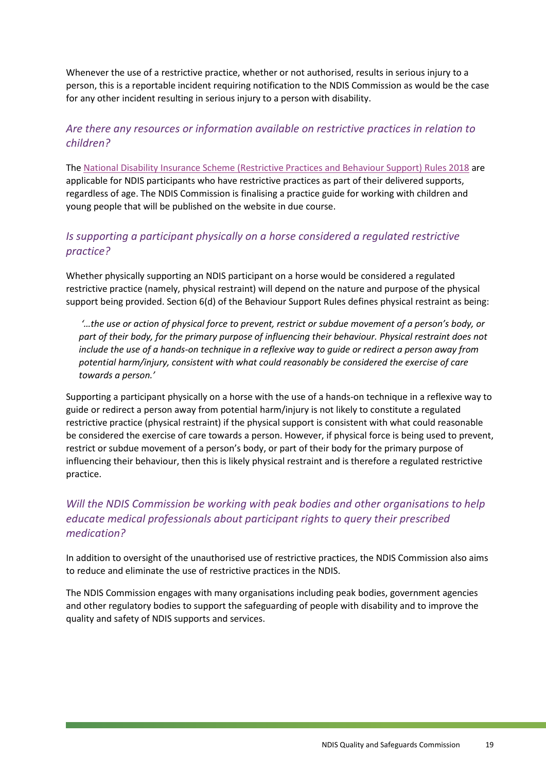Whenever the use of a restrictive practice, whether or not authorised, results in serious injury to a person, this is a reportable incident requiring notification to the NDIS Commission as would be the case for any other incident resulting in serious injury to a person with disability.

### *Are there any resources or information available on restrictive practices in relation to children?*

The [National Disability Insurance Scheme (Restrictive Practices and Behaviour Support) Rules 2018](https://www.legislation.gov.au/) are applicable for NDIS participants who have restrictive practices as part of their delivered supports, regardless of age. The NDIS Commission is finalising a practice guide for working with children and young people that will be published on the website in due course.

### *Is supporting a participant physically on a horse considered a regulated restrictive practice?*

Whether physically supporting an NDIS participant on a horse would be considered a regulated restrictive practice (namely, physical restraint) will depend on the nature and purpose of the physical support being provided. Section 6(d) of the Behaviour Support Rules defines physical restraint as being:

> *'…the use or action of physical force to prevent, restrict or subdue movement of a person's body, or part of their body, for the primary purpose of influencing their behaviour. Physical restraint does not include the use of a hands-on technique in a reflexive way to guide or redirect a person away from potential harm/injury, consistent with what could reasonably be considered the exercise of care towards a person.'*

Supporting a participant physically on a horse with the use of a hands-on technique in a reflexive way to guide or redirect a person away from potential harm/injury is not likely to constitute a regulated restrictive practice (physical restraint) if the physical support is consistent with what could reasonable be considered the exercise of care towards a person. However, if physical force is being used to prevent, restrict or subdue movement of a person's body, or part of their body for the primary purpose of influencing their behaviour, then this is likely physical restraint and is therefore a regulated restrictive practice.

### *Will the NDIS Commission be working with peak bodies and other organisations to help educate medical professionals about participant rights to query their prescribed medication?*

In addition to oversight of the unauthorised use of restrictive practices, the NDIS Commission also aims to reduce and eliminate the use of restrictive practices in the NDIS.

The NDIS Commission engages with many organisations including peak bodies, government agencies and other regulatory bodies to support the safeguarding of people with disability and to improve the quality and safety of NDIS supports and services.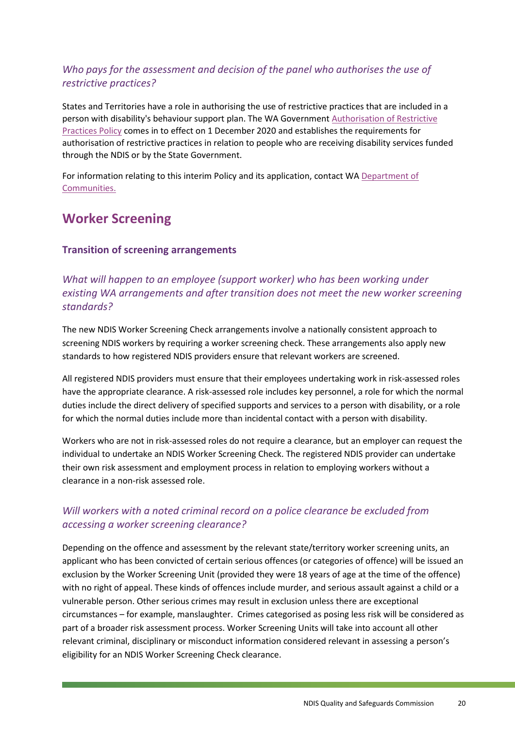### *Who pays for the assessment and decision of the panel who authorises the use of restrictive practices?*

States and Territories have a role in authorising the use of restrictive practices that are included in a person with disability's behaviour support plan. The WA Government Authorisation of Restrictive Practices Policy comes in to effect on 1 December 2020 and establishes the requirements for authorisation of restrictive practices in relation to people who are receiving disability services funded through the NDIS or by the State Government.

For information relating to this interim Policy and its application, contact WA Department of Communities.

## Worker Screening

### Transition of screening arrangements

### *What will happen to an employee (support worker) who has been working under existing WA arrangements and after transition does not meet the new worker screening standards?*

The new NDIS Worker Screening Check arrangements involve a nationally consistent approach to screening NDIS workers by requiring a worker screening check. These arrangements also apply new standards to how registered NDIS providers ensure that relevant workers are screened.

All registered NDIS providers must ensure that their employees undertaking work in risk-assessed roles have the appropriate clearance. A risk-assessed role includes key personnel, a role for which the normal duties include the direct delivery of specified supports and services to a person with disability, or a role for which the normal duties include more than incidental contact with a person with disability.

Workers who are not in risk-assessed roles do not require a clearance, but an employer can request the individual to undertake an NDIS Worker Screening Check. The registered NDIS provider can undertake their own risk assessment and employment process in relation to employing workers without a clearance in a non-risk assessed role.

### *Will workers with a noted criminal record on a police clearance be excluded from accessing a worker screening clearance?*

Depending on the offence and assessment by the relevant state/territory worker screening units, an applicant who has been convicted of certain serious offences (or categories of offence) will be issued an exclusion by the Worker Screening Unit (provided they were 18 years of age at the time of the offence) with no right of appeal. These kinds of offences include murder, and serious assault against a child or a vulnerable person. Other serious crimes may result in exclusion unless there are exceptional circumstances – for example, manslaughter. Crimes categorised as posing less risk will be considered as part of a broader risk assessment process. Worker Screening Units will take into account all other relevant criminal, disciplinary or misconduct information considered relevant in assessing a person's eligibility for an NDIS Worker Screening Check clearance.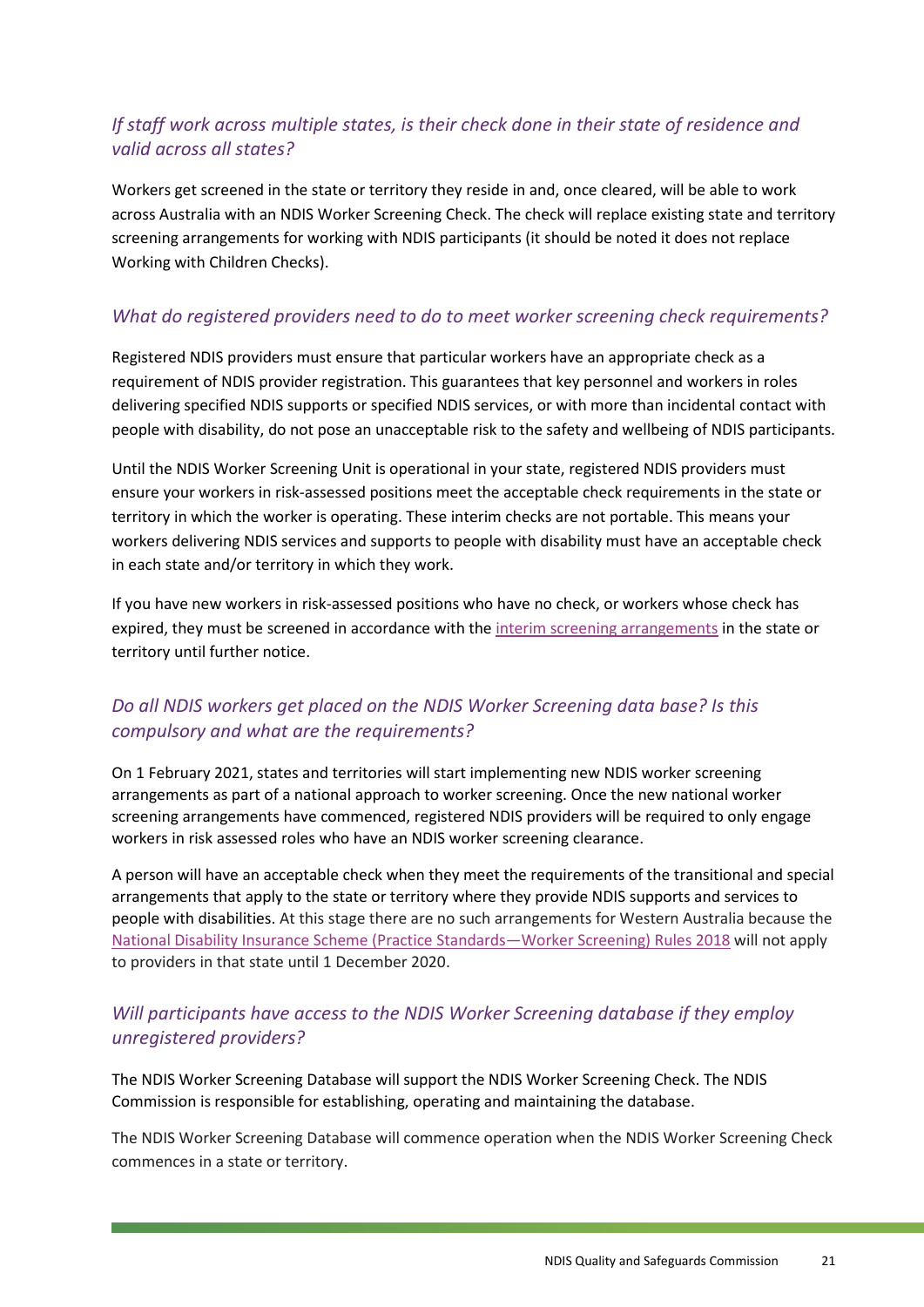### *If staff work across multiple states, is their check done in their state of residence and valid across all states?*

Workers get screened in the state or territory they reside in and, once cleared, will be able to work across Australia with an NDIS Worker Screening Check. The check will replace existing state and territory screening arrangements for working with NDIS participants (it should be noted it does not replace Working with Children Checks).

### *What do registered providers need to do to meet worker screening check requirements?*

Registered NDIS providers must ensure that particular workers have an appropriate check as a requirement of NDIS provider registration. This guarantees that key personnel and workers in roles delivering specified NDIS supports or specified NDIS services, or with more than incidental contact with people with disability, do not pose an unacceptable risk to the safety and wellbeing of NDIS participants.

Until the NDIS Worker Screening Unit is operational in your state, registered NDIS providers must ensure your workers in risk-assessed positions meet the acceptable check requirements in the state or territory in which the worker is operating. These interim checks are not portable. This means your workers delivering NDIS services and supports to people with disability must have an acceptable check in each state and/or territory in which they work.

If you have new workers in risk-assessed positions who have no check, or workers whose check has expired, they must be screened in accordance with the interim screening arrangements in the state or territory until further notice.

### *Do all NDIS workers get placed on the NDIS Worker Screening data base? Is this compulsory and what are the requirements?*

On 1 February 2021, states and territories will start implementing new NDIS worker screening arrangements as part of a national approach to worker screening. Once the new national worker screening arrangements have commenced, registered NDIS providers will be required to only engage workers in risk assessed roles who have an NDIS worker screening clearance.

A person will have an acceptable check when they meet the requirements of the transitional and special arrangements that apply to the state or territory where they provide NDIS supports and services to people with disabilities. At this stage there are no such arrangements for Western Australia because the National Disability Insurance Scheme (Practice Standards—Worker Screening) Rules 2018 will not apply to providers in that state until 1 December 2020.

### *Will participants have access to the NDIS Worker Screening database if they employ unregistered providers?*

The NDIS Worker Screening Database will support the NDIS Worker Screening Check. The NDIS Commission is responsible for establishing, operating and maintaining the database.

The NDIS Worker Screening Database will commence operation when the NDIS Worker Screening Check commences in a state or territory.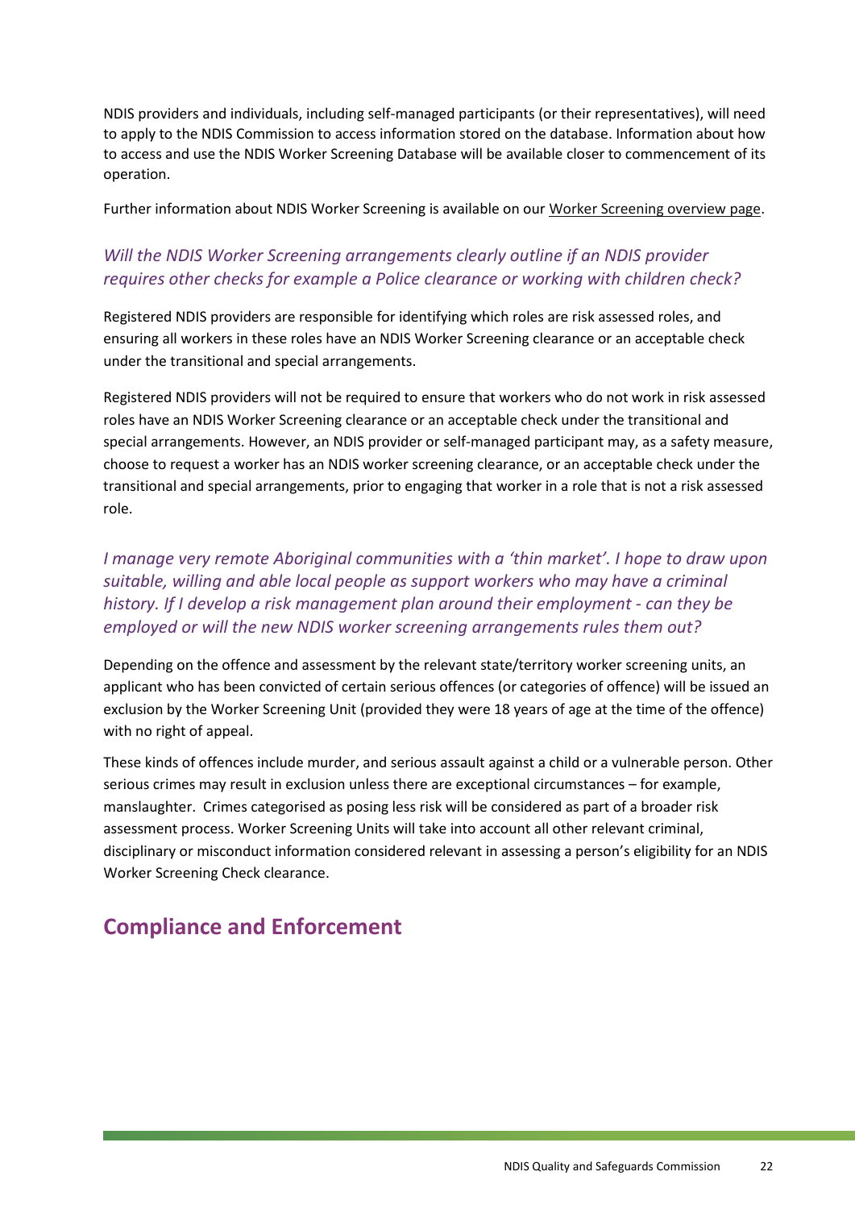NDIS providers and individuals, including self-managed participants (or their representatives), will need to apply to the NDIS Commission to access information stored on the database. Information about how to access and use the NDIS Worker Screening Database will be available closer to commencement of its operation.

Further information about NDIS Worker Screening is available on our Worker Screening overview page.

### *Will the NDIS Worker Screening arrangements clearly outline if an NDIS provider requires other checks for example a Police clearance or working with children check?*

Registered NDIS providers are responsible for identifying which roles are risk assessed roles, and ensuring all workers in these roles have an NDIS Worker Screening clearance or an acceptable check under the transitional and special arrangements.

Registered NDIS providers will not be required to ensure that workers who do not work in risk assessed roles have an NDIS Worker Screening clearance or an acceptable check under the transitional and special arrangements. However, an NDIS provider or self-managed participant may, as a safety measure, choose to request a worker has an NDIS worker screening clearance, or an acceptable check under the transitional and special arrangements, prior to engaging that worker in a role that is not a risk assessed role.

### *I manage very remote Aboriginal communities with a 'thin market'. I hope to draw upon suitable, willing and able local people as support workers who may have a criminal history. If I develop a risk management plan around their employment - can they be employed or will the new NDIS worker screening arrangements rules them out?*

Depending on the offence and assessment by the relevant state/territory worker screening units, an applicant who has been convicted of certain serious offences (or categories of offence) will be issued an exclusion by the Worker Screening Unit (provided they were 18 years of age at the time of the offence) with no right of appeal.

These kinds of offences include murder, and serious assault against a child or a vulnerable person. Other serious crimes may result in exclusion unless there are exceptional circumstances – for example, manslaughter. Crimes categorised as posing less risk will be considered as part of a broader risk assessment process. Worker Screening Units will take into account all other relevant criminal, disciplinary or misconduct information considered relevant in assessing a person's eligibility for an NDIS Worker Screening Check clearance.

## Compliance and Enforcement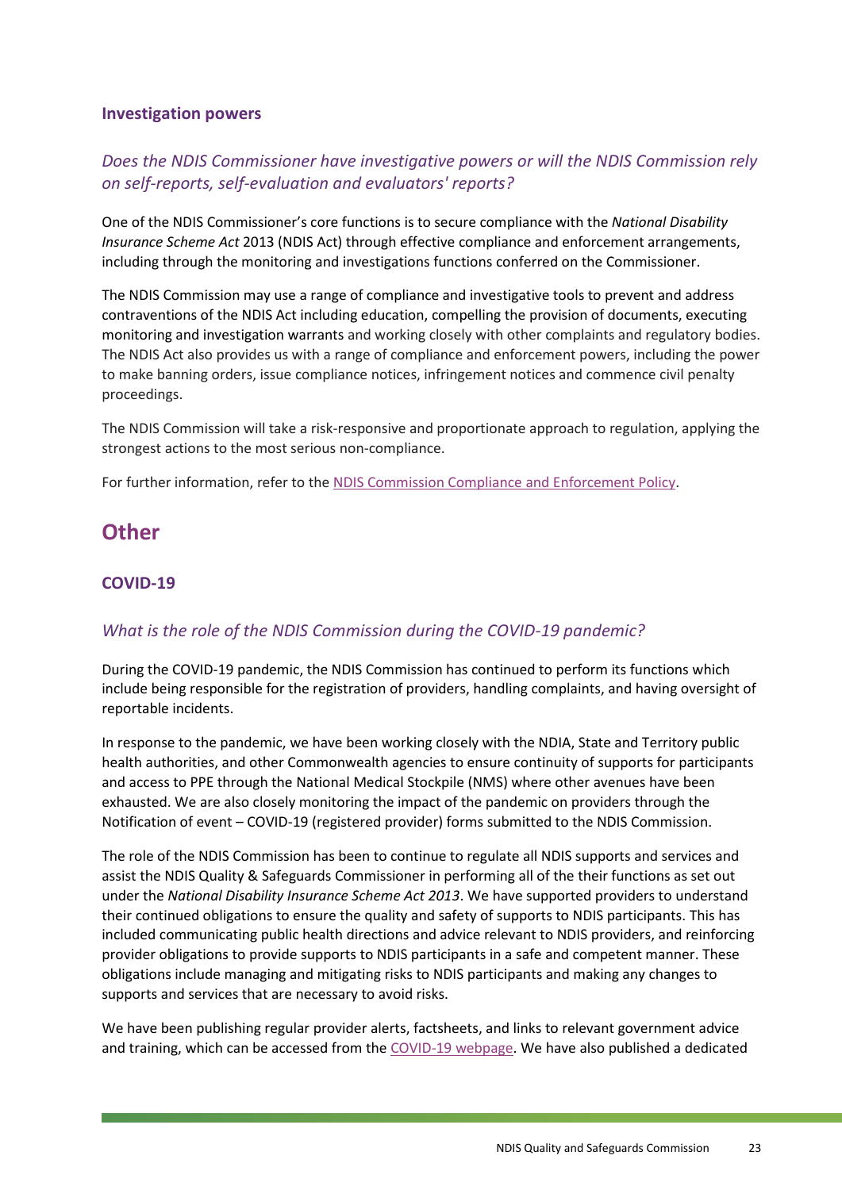### Investigation powers

#### *Does the NDIS Commissioner have investigative powers or will the NDIS Commission rely on self-reports, self-evaluation and evaluators' reports?*

One of the NDIS Commissioner's core functions is to secure compliance with the *National Disability Insurance Scheme Act* 2013 (NDIS Act) through effective compliance and enforcement arrangements, including through the monitoring and investigations functions conferred on the Commissioner.

The NDIS Commission may use a range of compliance and investigative tools to prevent and address contraventions of the NDIS Act including education, compelling the provision of documents, executing monitoring and investigation warrants and working closely with other complaints and regulatory bodies. The NDIS Act also provides us with a range of compliance and enforcement powers, including the power to make banning orders, issue compliance notices, infringement notices and commence civil penalty proceedings.

The NDIS Commission will take a risk-responsive and proportionate approach to regulation, applying the strongest actions to the most serious non-compliance.

For further information, refer to the [NDIS Commission Compliance and Enforcement Policy].

## Other

### COVID-19

#### *What is the role of the NDIS Commission during the COVID-19 pandemic?*

During the COVID-19 pandemic, the NDIS Commission has continued to perform its functions which include being responsible for the registration of providers, handling complaints, and having oversight of reportable incidents.

In response to the pandemic, we have been working closely with the NDIA, State and Territory public health authorities, and other Commonwealth agencies to ensure continuity of supports for participants and access to PPE through the National Medical Stockpile (NMS) where other avenues have been exhausted. We are also closely monitoring the impact of the pandemic on providers through the Notification of event – COVID-19 (registered provider) forms submitted to the NDIS Commission.

The role of the NDIS Commission has been to continue to regulate all NDIS supports and services and assist the NDIS Quality & Safeguards Commissioner in performing all of the their functions as set out under the *National Disability Insurance Scheme Act 2013*. We have supported providers to understand their continued obligations to ensure the quality and safety of supports to NDIS participants. This has included communicating public health directions and advice relevant to NDIS providers, and reinforcing provider obligations to provide supports to NDIS participants in a safe and competent manner. These obligations include managing and mitigating risks to NDIS participants and making any changes to supports and services that are necessary to avoid risks.

We have been publishing regular provider alerts, factsheets, and links to relevant government advice and training, which can be accessed from the [COVID-19 webpage]. We have also published a dedicated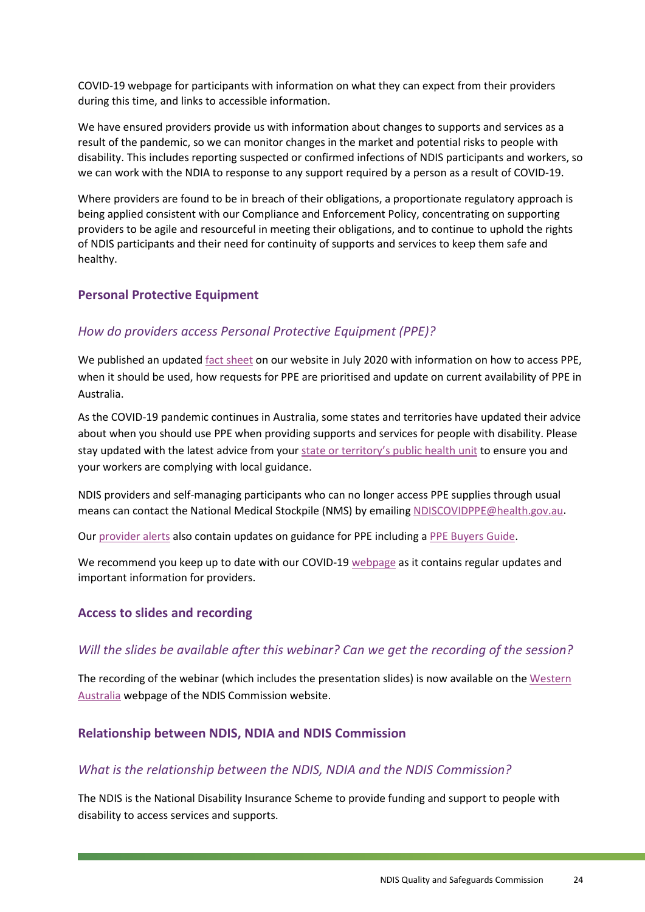COVID-19 webpage for participants with information on what they can expect from their providers during this time, and links to accessible information.

We have ensured providers provide us with information about changes to supports and services as a result of the pandemic, so we can monitor changes in the market and potential risks to people with disability. This includes reporting suspected or confirmed infections of NDIS participants and workers, so we can work with the NDIA to response to any support required by a person as a result of COVID-19.

Where providers are found to be in breach of their obligations, a proportionate regulatory approach is being applied consistent with our Compliance and Enforcement Policy, concentrating on supporting providers to be agile and resourceful in meeting their obligations, and to continue to uphold the rights of NDIS participants and their need for continuity of supports and services to keep them safe and healthy.

## Personal Protective Equipment

### *How do providers access Personal Protective Equipment (PPE)?*

We published an updated fact sheet on our website in July 2020 with information on how to access PPE, when it should be used, how requests for PPE are prioritised and update on current availability of PPE in Australia.

As the COVID-19 pandemic continues in Australia, some states and territories have updated their advice about when you should use PPE when providing supports and services for people with disability. Please stay updated with the latest advice from your state or territory's public health unit to ensure you and your workers are complying with local guidance.

NDIS providers and self-managing participants who can no longer access PPE supplies through usual means can contact the National Medical Stockpile (NMS) by emailing NDISCOVIDPPE@health.gov.au.

Our provider alerts also contain updates on guidance for PPE including a PPE Buyers Guide.

We recommend you keep up to date with our COVID-19 webpage as it contains regular updates and important information for providers.

## Access to slides and recording

### *Will the slides be available after this webinar? Can we get the recording of the session?*

The recording of the webinar (which includes the presentation slides) is now available on the Western Australia webpage of the NDIS Commission website.

## Relationship between NDIS, NDIA and NDIS Commission

### *What is the relationship between the NDIS, NDIA and the NDIS Commission?*

The NDIS is the National Disability Insurance Scheme to provide funding and support to people with disability to access services and supports.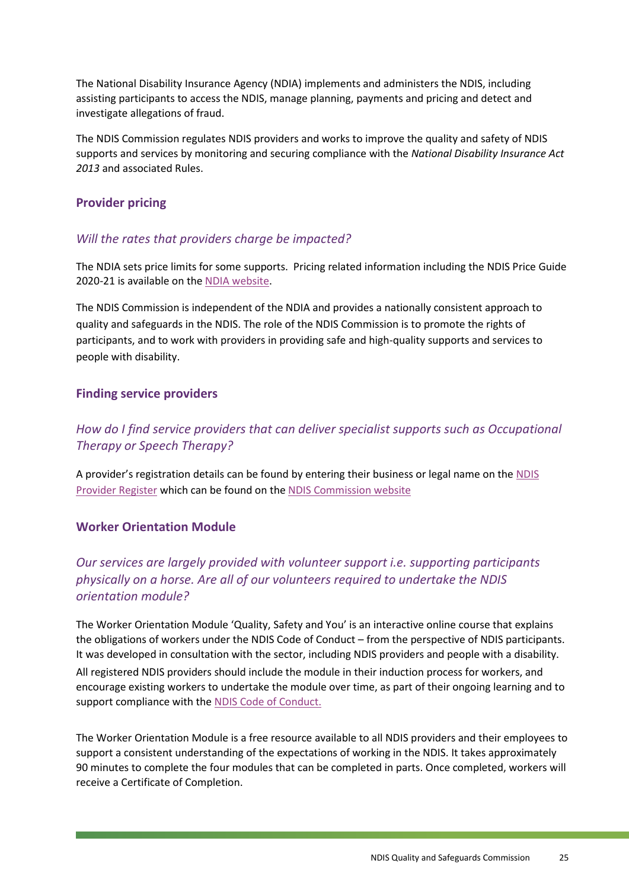The National Disability Insurance Agency (NDIA) implements and administers the NDIS, including assisting participants to access the NDIS, manage planning, payments and pricing and detect and investigate allegations of fraud.

The NDIS Commission regulates NDIS providers and works to improve the quality and safety of NDIS supports and services by monitoring and securing compliance with the *National Disability Insurance Act 2013* and associated Rules.

### Provider pricing

#### *Will the rates that providers charge be impacted?*

The NDIA sets price limits for some supports. Pricing related information including the NDIS Price Guide 2020-21 is available on the [NDIA website](NDIA website).

The NDIS Commission is independent of the NDIA and provides a nationally consistent approach to quality and safeguards in the NDIS. The role of the NDIS Commission is to promote the rights of participants, and to work with providers in providing safe and high-quality supports and services to people with disability.

### Finding service providers

#### *How do I find service providers that can deliver specialist supports such as Occupational Therapy or Speech Therapy?*

A provider's registration details can be found by entering their business or legal name on the NDIS Provider Register which can be found on the NDIS Commission website

### Worker Orientation Module

#### *Our services are largely provided with volunteer support i.e. supporting participants physically on a horse. Are all of our volunteers required to undertake the NDIS orientation module?*

The Worker Orientation Module 'Quality, Safety and You' is an interactive online course that explains the obligations of workers under the NDIS Code of Conduct – from the perspective of NDIS participants. It was developed in consultation with the sector, including NDIS providers and people with a disability.

All registered NDIS providers should include the module in their induction process for workers, and encourage existing workers to undertake the module over time, as part of their ongoing learning and to support compliance with the NDIS Code of Conduct.

The Worker Orientation Module is a free resource available to all NDIS providers and their employees to support a consistent understanding of the expectations of working in the NDIS. It takes approximately 90 minutes to complete the four modules that can be completed in parts. Once completed, workers will receive a Certificate of Completion.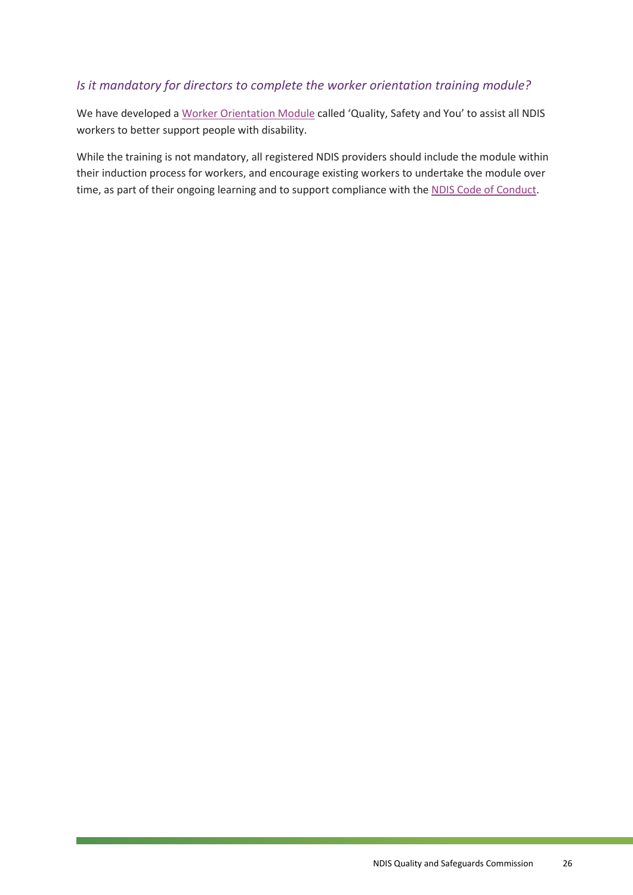### *Is it mandatory for directors to complete the worker orientation training module?*

We have developed a Worker Orientation Module called 'Quality, Safety and You' to assist all NDIS workers to better support people with disability.

While the training is not mandatory, all registered NDIS providers should include the module within their induction process for workers, and encourage existing workers to undertake the module over time, as part of their ongoing learning and to support compliance with the NDIS Code of Conduct.